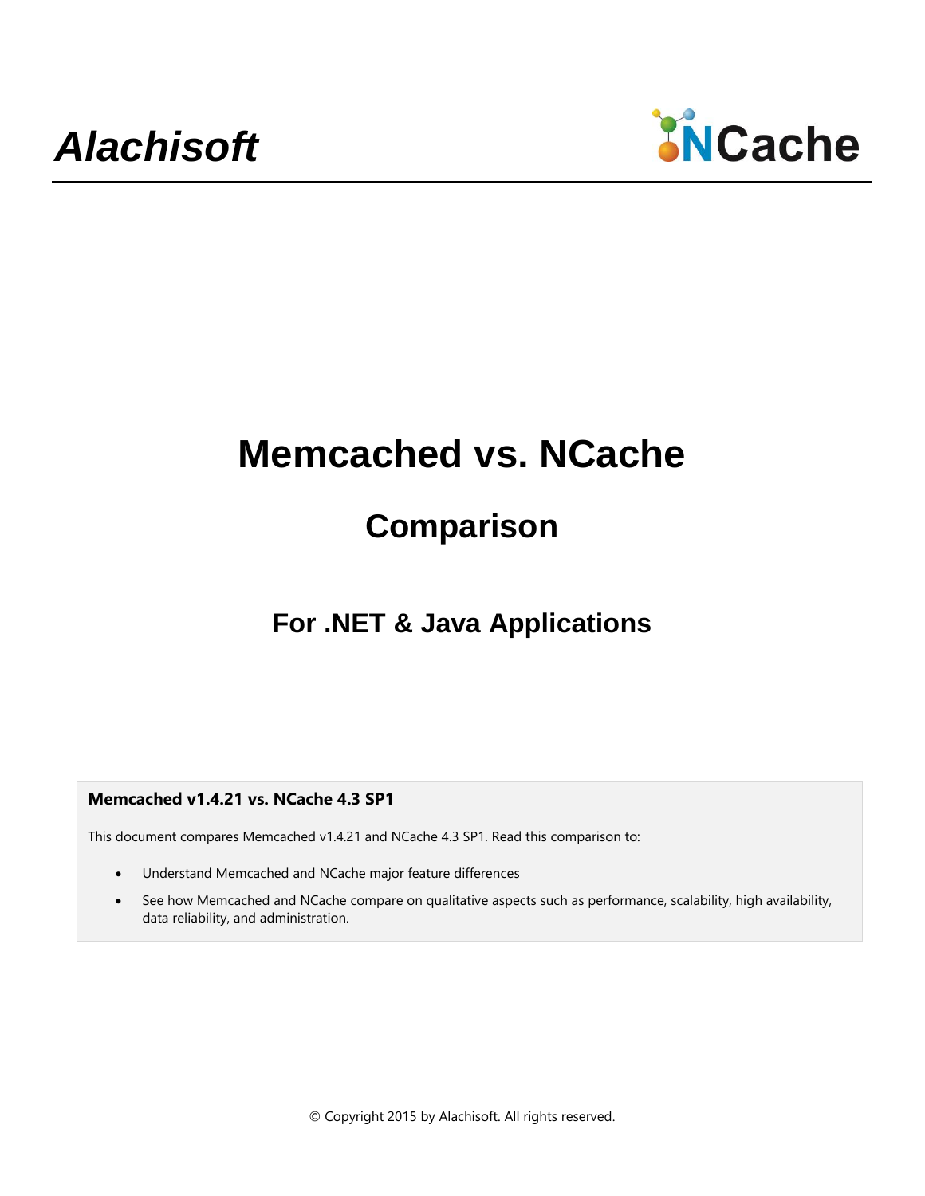*Alachisoft* NCache

# Memcached vs. NCache

## Comparison

### For .NET & Java Applications

**Memcached v1.4.21 vs. NCache 4.3 SP1**

This document compares Memcached v1.4.21 and NCache 4.3 SP1. Read this comparison to:

- Understand Memcached and NCache major feature differences
- See how Memcached and NCache compare on qualitative aspects such as performance, scalability, high availability, data reliability, and administration.

© Copyright 2015 by Alachisoft. All rights reserved.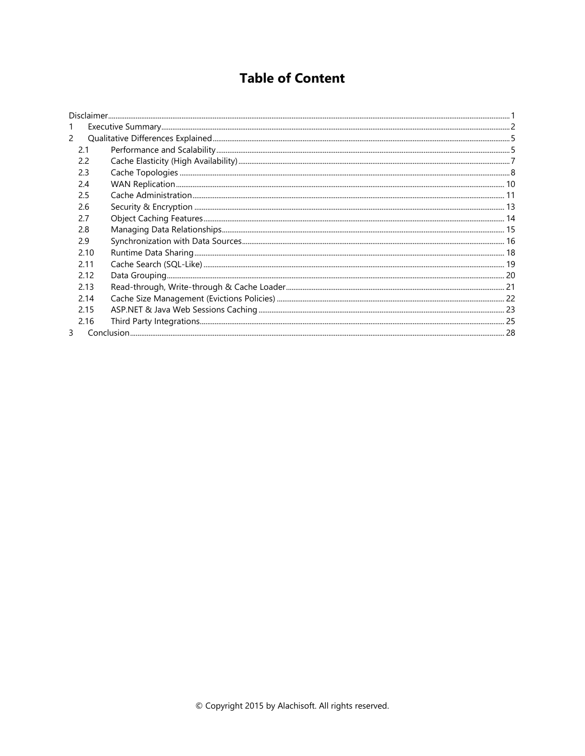# Table of Content

Disclaimer ........................................................................................................ 1

1 Executive Summary ........................................................................................ 2

2 Qualitative Differences Explained ........................................................................ 5

- 2.1 Performance and Scalability ........................................................................ 5
- 2.2 Cache Elasticity (High Availability) ............................................................... 7
- 2.3 Cache Topologies ........................................................................................ 8
- 2.4 WAN Replication ........................................................................................ 10
- 2.5 Cache Administration .................................................................................. 11
- 2.6 Security & Encryption ................................................................................. 13
- 2.7 Object Caching Features ............................................................................. 14
- 2.8 Managing Data Relationships ...................................................................... 15
- 2.9 Synchronization with Data Sources .............................................................. 16
- 2.10 Runtime Data Sharing ............................................................................... 18
- 2.11 Cache Search (SQL-Like) ........................................................................... 19
- 2.12 Data Grouping .......................................................................................... 20
- 2.13 Read-through, Write-through & Cache Loader ............................................. 21
- 2.14 Cache Size Management (Evictions Policies) ................................................ 22
- 2.15 ASP.NET & Java Web Sessions Caching ...................................................... 23
- 2.16 Third Party Integrations ............................................................................. 25

3 Conclusion ..................................................................................................... 28

© Copyright 2015 by Alachisoft. All rights reserved.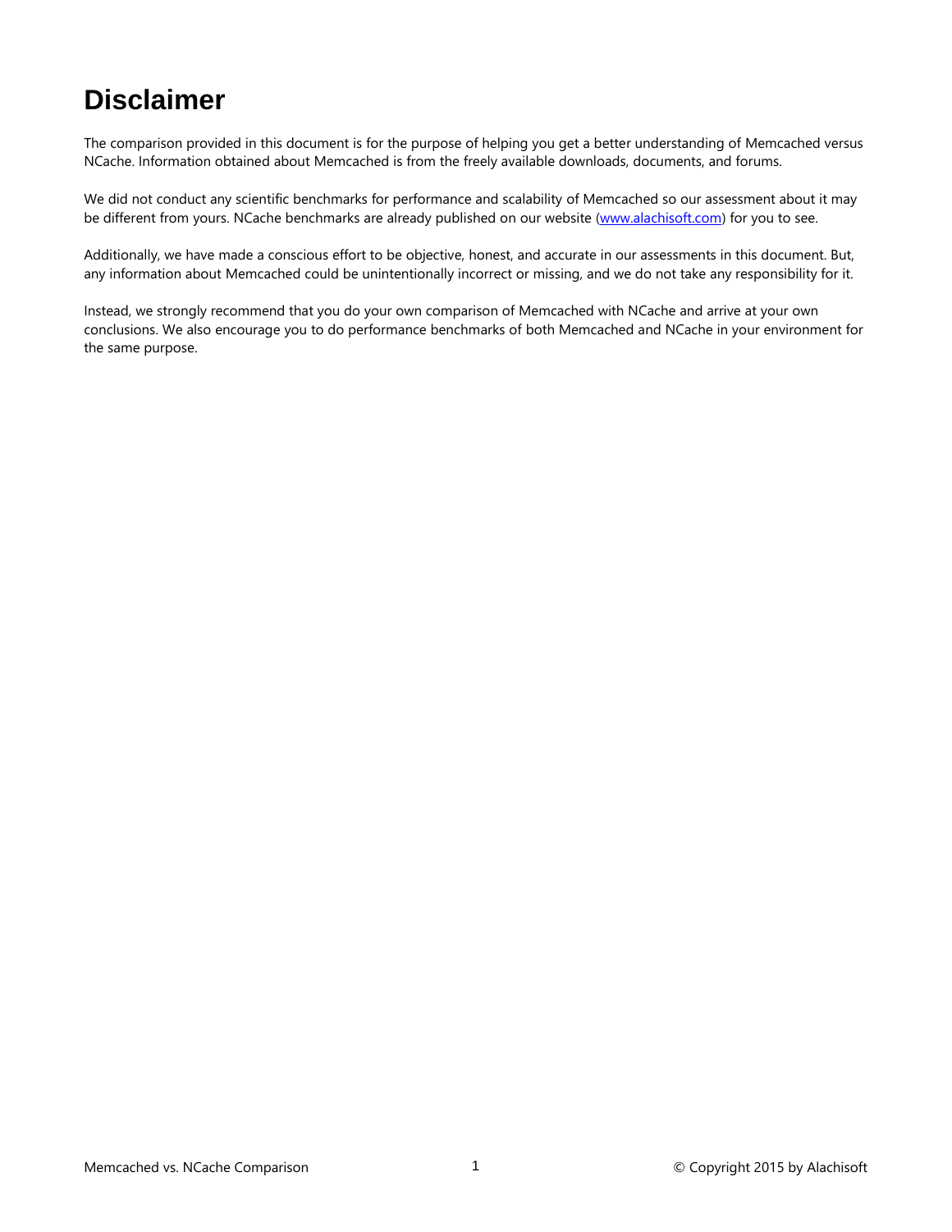# Disclaimer

The comparison provided in this document is for the purpose of helping you get a better understanding of Memcached versus NCache. Information obtained about Memcached is from the freely available downloads, documents, and forums.

We did not conduct any scientific benchmarks for performance and scalability of Memcached so our assessment about it may be different from yours. NCache benchmarks are already published on our website ([www.alachisoft.com](www.alachisoft.com)) for you to see.

Additionally, we have made a conscious effort to be objective, honest, and accurate in our assessments in this document. But, any information about Memcached could be unintentionally incorrect or missing, and we do not take any responsibility for it.

Instead, we strongly recommend that you do your own comparison of Memcached with NCache and arrive at your own conclusions. We also encourage you to do performance benchmarks of both Memcached and NCache in your environment for the same purpose.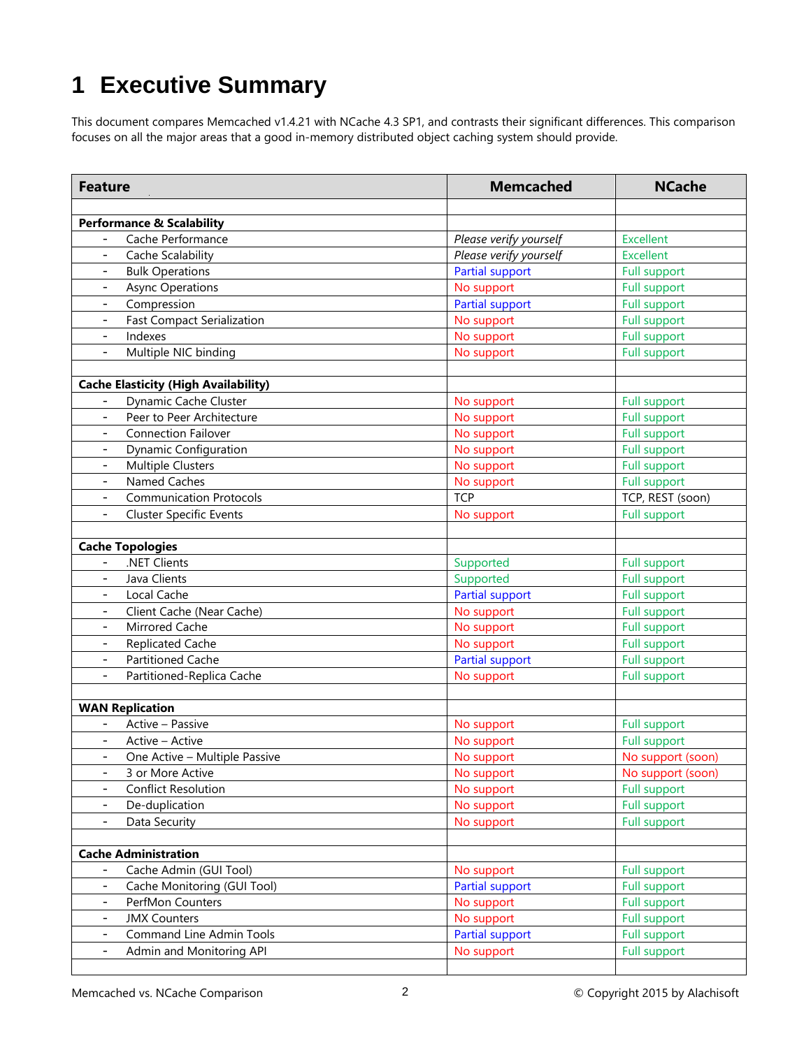# 1 Executive Summary

This document compares Memcached v1.4.21 with NCache 4.3 SP1, and contrasts their significant differences. This comparison focuses on all the major areas that a good in-memory distributed object caching system should provide.

| Feature | Memcached | NCache |
|---|---|---|
| | | |
| **Performance & Scalability** | | |
| - Cache Performance | *Please verify yourself* | Excellent |
| - Cache Scalability | *Please verify yourself* | Excellent |
| - Bulk Operations | Partial support | Full support |
| - Async Operations | No support | Full support |
| - Compression | Partial support | Full support |
| - Fast Compact Serialization | No support | Full support |
| - Indexes | No support | Full support |
| - Multiple NIC binding | No support | Full support |
| | | |
| **Cache Elasticity (High Availability)** | | |
| - Dynamic Cache Cluster | No support | Full support |
| - Peer to Peer Architecture | No support | Full support |
| - Connection Failover | No support | Full support |
| - Dynamic Configuration | No support | Full support |
| - Multiple Clusters | No support | Full support |
| - Named Caches | No support | Full support |
| - Communication Protocols | TCP | TCP, REST (soon) |
| - Cluster Specific Events | No support | Full support |
| | | |
| **Cache Topologies** | | |
| - .NET Clients | Supported | Full support |
| - Java Clients | Supported | Full support |
| - Local Cache | Partial support | Full support |
| - Client Cache (Near Cache) | No support | Full support |
| - Mirrored Cache | No support | Full support |
| - Replicated Cache | No support | Full support |
| - Partitioned Cache | Partial support | Full support |
| - Partitioned-Replica Cache | No support | Full support |
| | | |
| **WAN Replication** | | |
| - Active – Passive | No support | Full support |
| - Active – Active | No support | Full support |
| - One Active – Multiple Passive | No support | No support (soon) |
| - 3 or More Active | No support | No support (soon) |
| - Conflict Resolution | No support | Full support |
| - De-duplication | No support | Full support |
| - Data Security | No support | Full support |
| | | |
| **Cache Administration** | | |
| - Cache Admin (GUI Tool) | No support | Full support |
| - Cache Monitoring (GUI Tool) | Partial support | Full support |
| - PerfMon Counters | No support | Full support |
| - JMX Counters | No support | Full support |
| - Command Line Admin Tools | Partial support | Full support |
| - Admin and Monitoring API | No support | Full support |
| | | |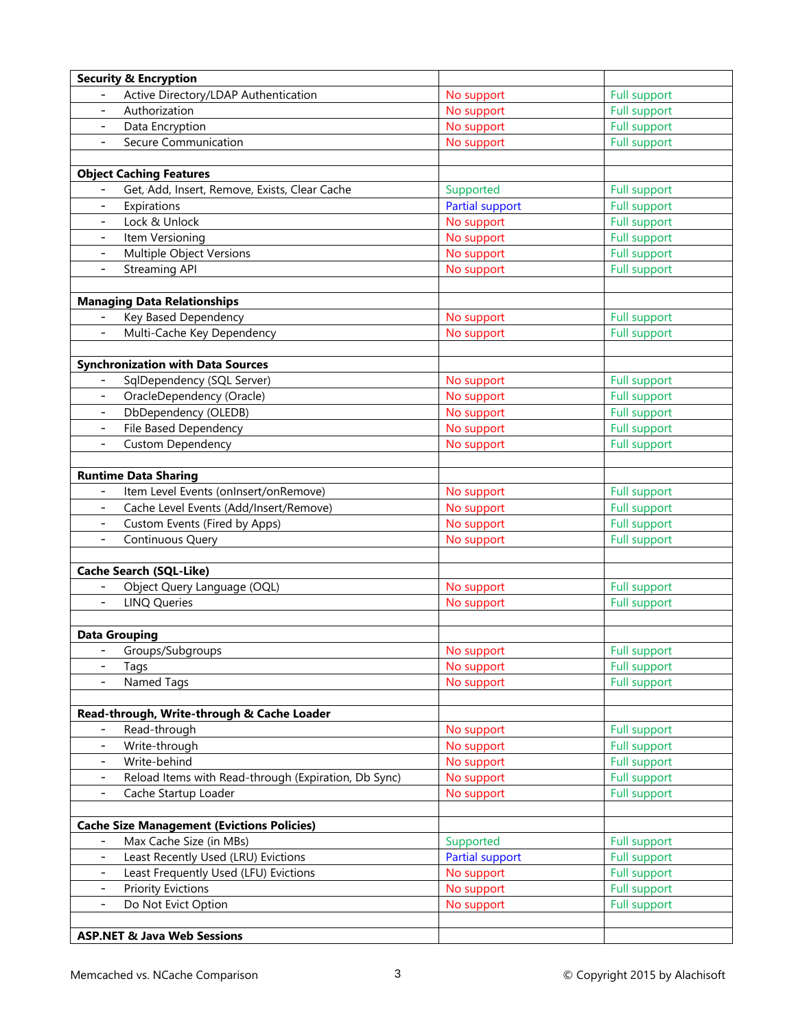| | | |
|---|---|---|
| **Security & Encryption** | | |
| - Active Directory/LDAP Authentication | No support | Full support |
| - Authorization | No support | Full support |
| - Data Encryption | No support | Full support |
| - Secure Communication | No support | Full support |
| | | |
| **Object Caching Features** | | |
| - Get, Add, Insert, Remove, Exists, Clear Cache | Supported | Full support |
| - Expirations | Partial support | Full support |
| - Lock & Unlock | No support | Full support |
| - Item Versioning | No support | Full support |
| - Multiple Object Versions | No support | Full support |
| - Streaming API | No support | Full support |
| | | |
| **Managing Data Relationships** | | |
| - Key Based Dependency | No support | Full support |
| - Multi-Cache Key Dependency | No support | Full support |
| | | |
| **Synchronization with Data Sources** | | |
| - SqlDependency (SQL Server) | No support | Full support |
| - OracleDependency (Oracle) | No support | Full support |
| - DbDependency (OLEDB) | No support | Full support |
| - File Based Dependency | No support | Full support |
| - Custom Dependency | No support | Full support |
| | | |
| **Runtime Data Sharing** | | |
| - Item Level Events (onInsert/onRemove) | No support | Full support |
| - Cache Level Events (Add/Insert/Remove) | No support | Full support |
| - Custom Events (Fired by Apps) | No support | Full support |
| - Continuous Query | No support | Full support |
| | | |
| **Cache Search (SQL-Like)** | | |
| - Object Query Language (OQL) | No support | Full support |
| - LINQ Queries | No support | Full support |
| | | |
| **Data Grouping** | | |
| - Groups/Subgroups | No support | Full support |
| - Tags | No support | Full support |
| - Named Tags | No support | Full support |
| | | |
| **Read-through, Write-through & Cache Loader** | | |
| - Read-through | No support | Full support |
| - Write-through | No support | Full support |
| - Write-behind | No support | Full support |
| - Reload Items with Read-through (Expiration, Db Sync) | No support | Full support |
| - Cache Startup Loader | No support | Full support |
| | | |
| **Cache Size Management (Evictions Policies)** | | |
| - Max Cache Size (in MBs) | Supported | Full support |
| - Least Recently Used (LRU) Evictions | Partial support | Full support |
| - Least Frequently Used (LFU) Evictions | No support | Full support |
| - Priority Evictions | No support | Full support |
| - Do Not Evict Option | No support | Full support |
| | | |
| **ASP.NET & Java Web Sessions** | | |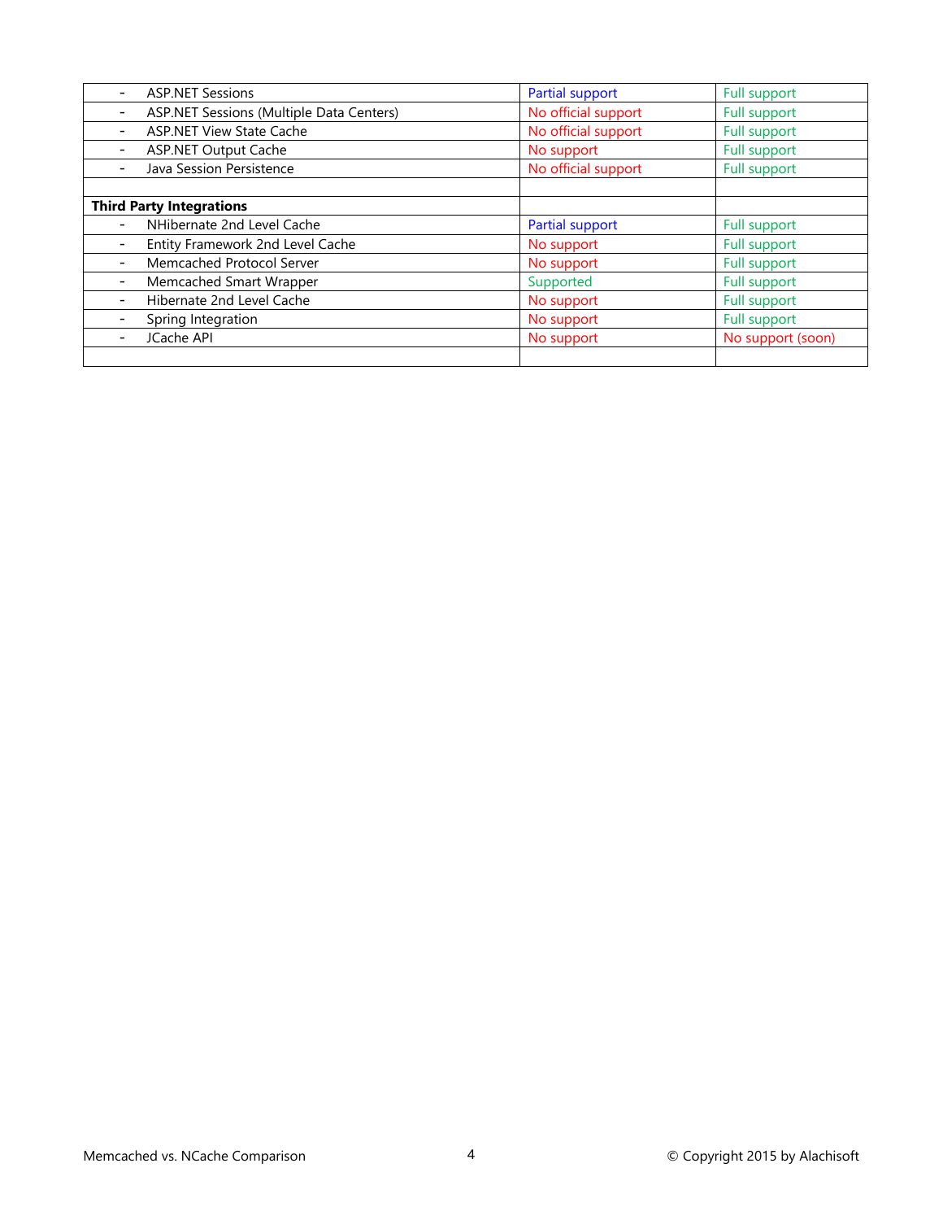| | | |
|---|---|---|
| - ASP.NET Sessions | Partial support | Full support |
| - ASP.NET Sessions (Multiple Data Centers) | No official support | Full support |
| - ASP.NET View State Cache | No official support | Full support |
| - ASP.NET Output Cache | No support | Full support |
| - Java Session Persistence | No official support | Full support |
| | | |
| **Third Party Integrations** | | |
| - NHibernate 2nd Level Cache | Partial support | Full support |
| - Entity Framework 2nd Level Cache | No support | Full support |
| - Memcached Protocol Server | No support | Full support |
| - Memcached Smart Wrapper | Supported | Full support |
| - Hibernate 2nd Level Cache | No support | Full support |
| - Spring Integration | No support | Full support |
| - JCache API | No support | No support (soon) |
| | | |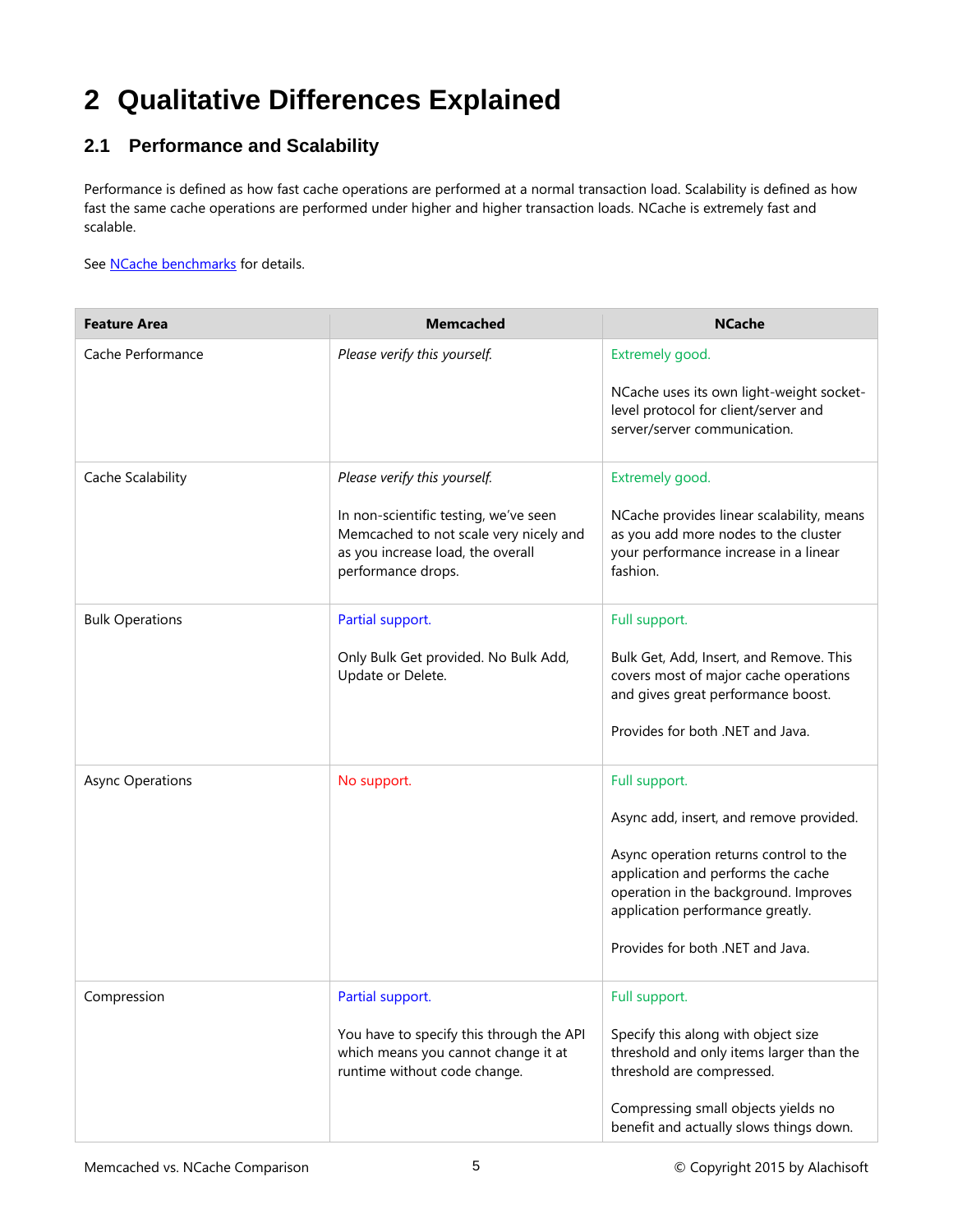# 2 Qualitative Differences Explained

## 2.1 Performance and Scalability

Performance is defined as how fast cache operations are performed at a normal transaction load. Scalability is defined as how fast the same cache operations are performed under higher and higher transaction loads. NCache is extremely fast and scalable.

See NCache benchmarks for details.

| Feature Area | Memcached | NCache |
| --- | --- | --- |
| Cache Performance | *Please verify this yourself.* | Extremely good.<br><br>NCache uses its own light-weight socket-level protocol for client/server and server/server communication. |
| Cache Scalability | *Please verify this yourself.*<br><br>In non-scientific testing, we've seen Memcached to not scale very nicely and as you increase load, the overall performance drops. | Extremely good.<br><br>NCache provides linear scalability, means as you add more nodes to the cluster your performance increase in a linear fashion. |
| Bulk Operations | Partial support.<br><br>Only Bulk Get provided. No Bulk Add, Update or Delete. | Full support.<br><br>Bulk Get, Add, Insert, and Remove. This covers most of major cache operations and gives great performance boost.<br><br>Provides for both .NET and Java. |
| Async Operations | No support. | Full support.<br><br>Async add, insert, and remove provided.<br><br>Async operation returns control to the application and performs the cache operation in the background. Improves application performance greatly.<br><br>Provides for both .NET and Java. |
| Compression | Partial support.<br><br>You have to specify this through the API which means you cannot change it at runtime without code change. | Full support.<br><br>Specify this along with object size threshold and only items larger than the threshold are compressed.<br><br>Compressing small objects yields no benefit and actually slows things down. |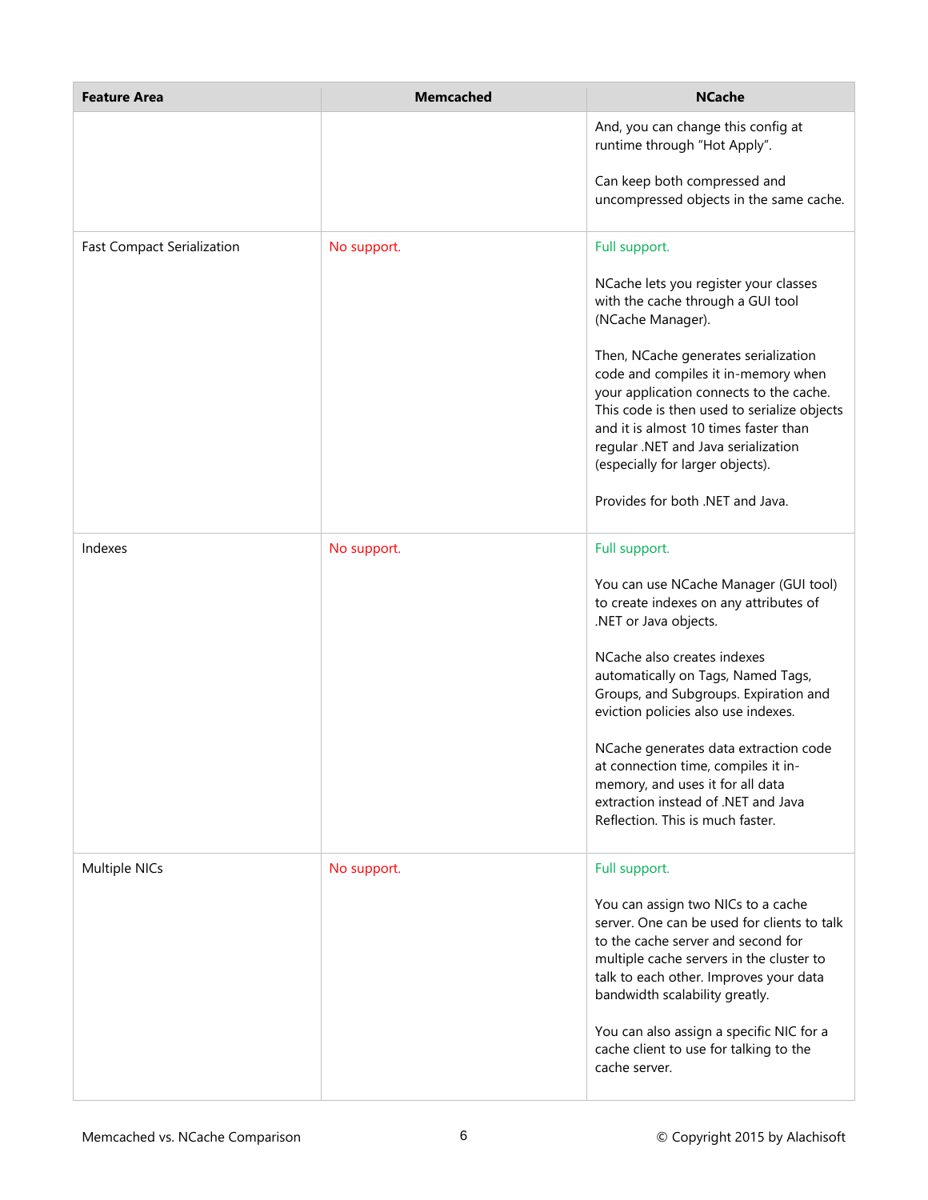| Feature Area | Memcached | NCache |
|---|---|---|
| | | And, you can change this config at runtime through "Hot Apply". <br><br> Can keep both compressed and uncompressed objects in the same cache. |
| Fast Compact Serialization | No support. | Full support. <br><br> NCache lets you register your classes with the cache through a GUI tool (NCache Manager). <br><br> Then, NCache generates serialization code and compiles it in-memory when your application connects to the cache. This code is then used to serialize objects and it is almost 10 times faster than regular .NET and Java serialization (especially for larger objects). <br><br> Provides for both .NET and Java. |
| Indexes | No support. | Full support. <br><br> You can use NCache Manager (GUI tool) to create indexes on any attributes of .NET or Java objects. <br><br> NCache also creates indexes automatically on Tags, Named Tags, Groups, and Subgroups. Expiration and eviction policies also use indexes. <br><br> NCache generates data extraction code at connection time, compiles it in-memory, and uses it for all data extraction instead of .NET and Java Reflection. This is much faster. |
| Multiple NICs | No support. | Full support. <br><br> You can assign two NICs to a cache server. One can be used for clients to talk to the cache server and second for multiple cache servers in the cluster to talk to each other. Improves your data bandwidth scalability greatly. <br><br> You can also assign a specific NIC for a cache client to use for talking to the cache server. |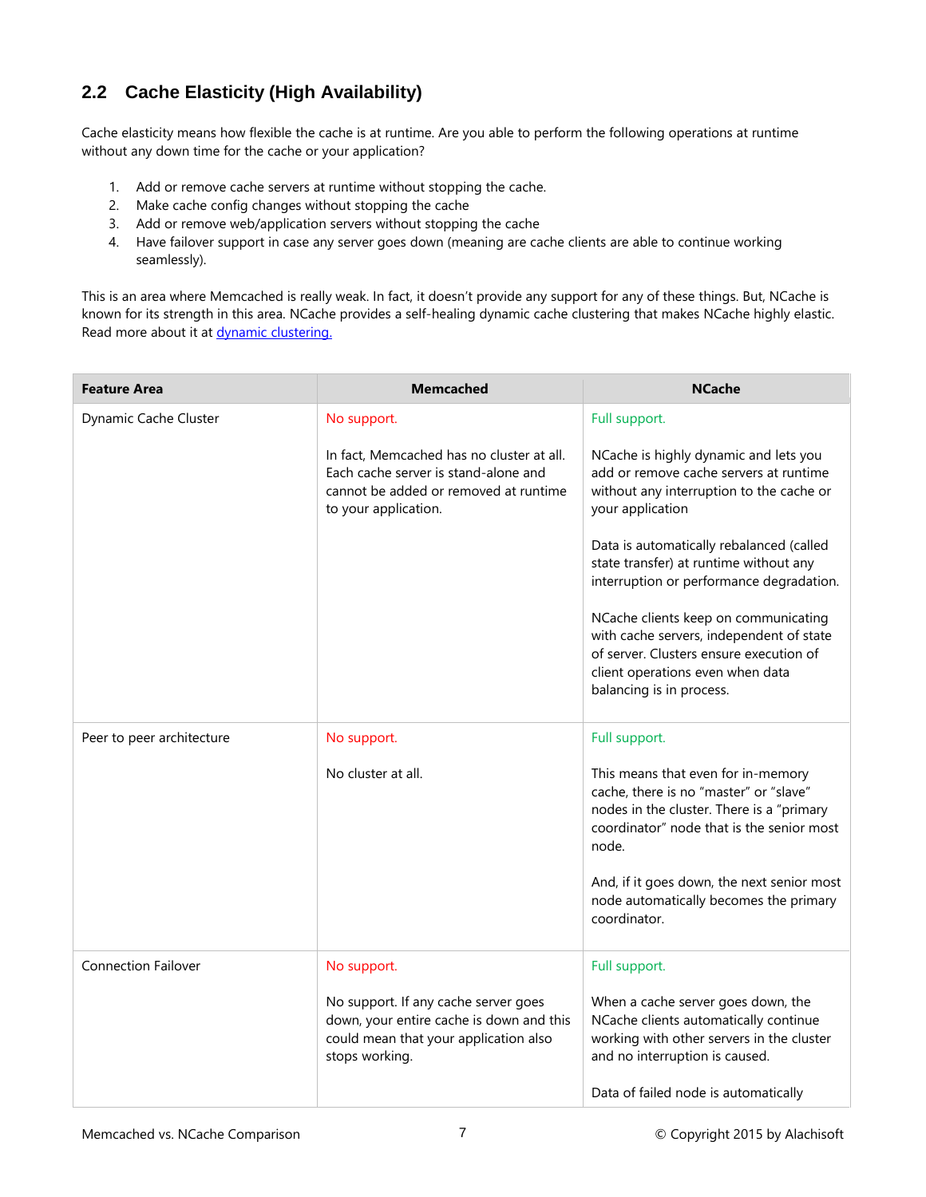## 2.2 Cache Elasticity (High Availability)

Cache elasticity means how flexible the cache is at runtime. Are you able to perform the following operations at runtime without any down time for the cache or your application?

1. Add or remove cache servers at runtime without stopping the cache.
2. Make cache config changes without stopping the cache
3. Add or remove web/application servers without stopping the cache
4. Have failover support in case any server goes down (meaning are cache clients are able to continue working seamlessly).

This is an area where Memcached is really weak. In fact, it doesn't provide any support for any of these things. But, NCache is known for its strength in this area. NCache provides a self-healing dynamic cache clustering that makes NCache highly elastic. Read more about it at [dynamic clustering.](dynamic clustering)

| Feature Area | Memcached | NCache |
|---|---|---|
| Dynamic Cache Cluster | No support.<br><br>In fact, Memcached has no cluster at all. Each cache server is stand-alone and cannot be added or removed at runtime to your application. | Full support.<br><br>NCache is highly dynamic and lets you add or remove cache servers at runtime without any interruption to the cache or your application<br><br>Data is automatically rebalanced (called state transfer) at runtime without any interruption or performance degradation.<br><br>NCache clients keep on communicating with cache servers, independent of state of server. Clusters ensure execution of client operations even when data balancing is in process. |
| Peer to peer architecture | No support.<br><br>No cluster at all. | Full support.<br><br>This means that even for in-memory cache, there is no "master" or "slave" nodes in the cluster. There is a "primary coordinator" node that is the senior most node.<br><br>And, if it goes down, the next senior most node automatically becomes the primary coordinator. |
| Connection Failover | No support.<br><br>No support. If any cache server goes down, your entire cache is down and this could mean that your application also stops working. | Full support.<br><br>When a cache server goes down, the NCache clients automatically continue working with other servers in the cluster and no interruption is caused.<br><br>Data of failed node is automatically |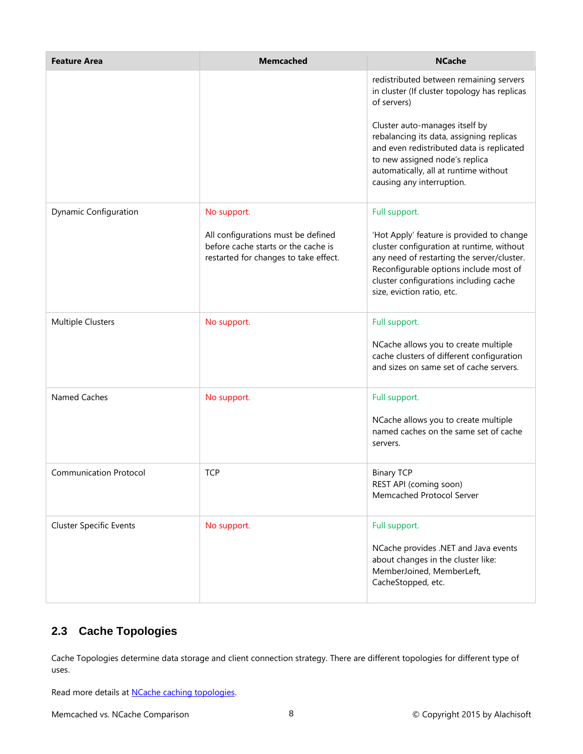| Feature Area | Memcached | NCache |
|---|---|---|
| | | redistributed between remaining servers in cluster (If cluster topology has replicas of servers)<br><br>Cluster auto-manages itself by rebalancing its data, assigning replicas and even redistributed data is replicated to new assigned node's replica automatically, all at runtime without causing any interruption. |
| Dynamic Configuration | No support.<br><br>All configurations must be defined before cache starts or the cache is restarted for changes to take effect. | Full support.<br><br>'Hot Apply' feature is provided to change cluster configuration at runtime, without any need of restarting the server/cluster. Reconfigurable options include most of cluster configurations including cache size, eviction ratio, etc. |
| Multiple Clusters | No support. | Full support.<br><br>NCache allows you to create multiple cache clusters of different configuration and sizes on same set of cache servers. |
| Named Caches | No support. | Full support.<br><br>NCache allows you to create multiple named caches on the same set of cache servers. |
| Communication Protocol | TCP | Binary TCP<br>REST API (coming soon)<br>Memcached Protocol Server |
| Cluster Specific Events | No support. | Full support.<br><br>NCache provides .NET and Java events about changes in the cluster like: MemberJoined, MemberLeft, CacheStopped, etc. |

## 2.3 Cache Topologies

Cache Topologies determine data storage and client connection strategy. There are different topologies for different type of uses.

Read more details at NCache caching topologies.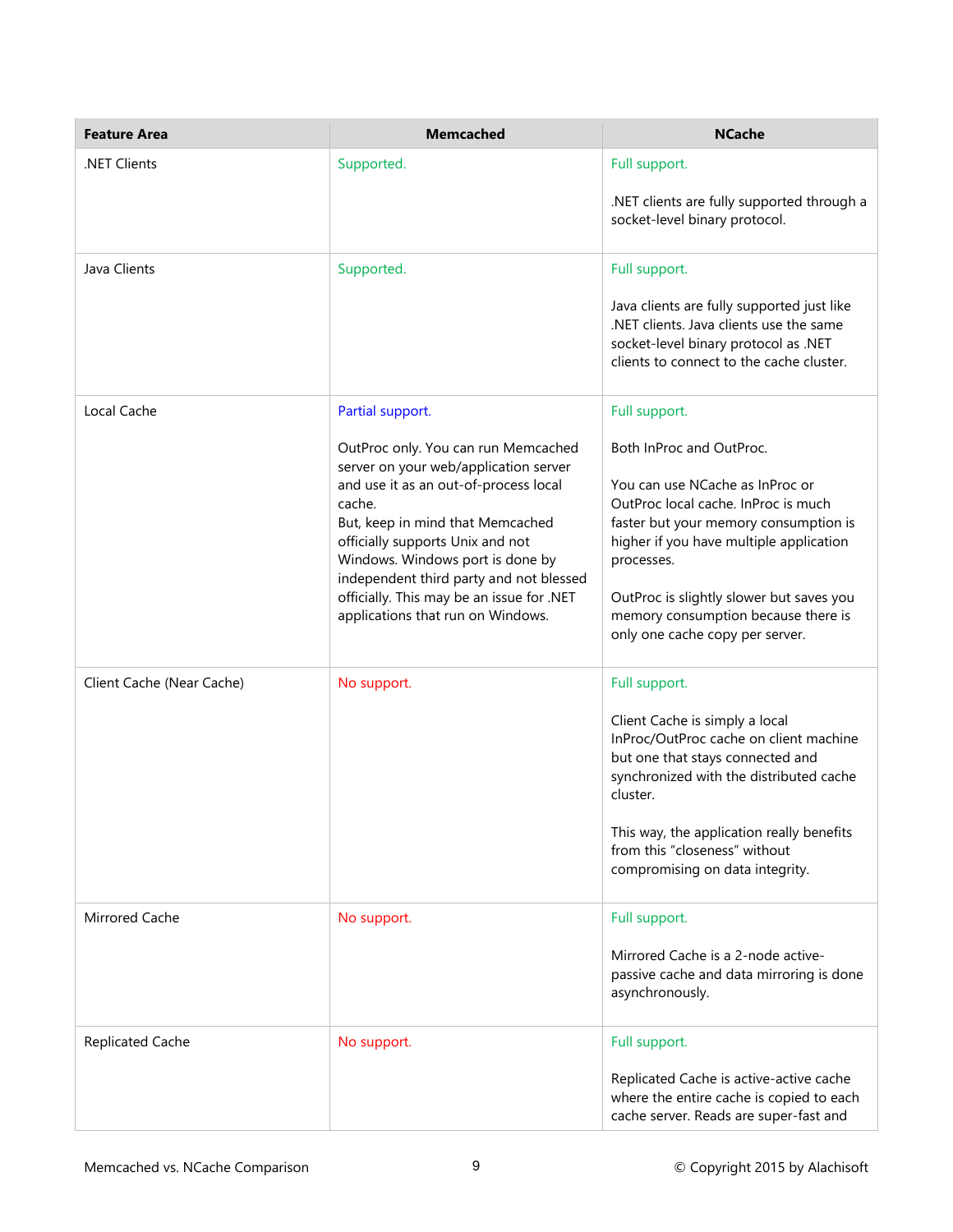| Feature Area | Memcached | NCache |
|---|---|---|
| .NET Clients | Supported. | Full support.<br><br>.NET clients are fully supported through a socket-level binary protocol. |
| Java Clients | Supported. | Full support.<br><br>Java clients are fully supported just like .NET clients. Java clients use the same socket-level binary protocol as .NET clients to connect to the cache cluster. |
| Local Cache | Partial support.<br><br>OutProc only. You can run Memcached server on your web/application server and use it as an out-of-process local cache.<br>But, keep in mind that Memcached officially supports Unix and not Windows. Windows port is done by independent third party and not blessed officially. This may be an issue for .NET applications that run on Windows. | Full support.<br><br>Both InProc and OutProc.<br><br>You can use NCache as InProc or OutProc local cache. InProc is much faster but your memory consumption is higher if you have multiple application processes.<br><br>OutProc is slightly slower but saves you memory consumption because there is only one cache copy per server. |
| Client Cache (Near Cache) | No support. | Full support.<br><br>Client Cache is simply a local InProc/OutProc cache on client machine but one that stays connected and synchronized with the distributed cache cluster.<br><br>This way, the application really benefits from this "closeness" without compromising on data integrity. |
| Mirrored Cache | No support. | Full support.<br><br>Mirrored Cache is a 2-node active-passive cache and data mirroring is done asynchronously. |
| Replicated Cache | No support. | Full support.<br><br>Replicated Cache is active-active cache where the entire cache is copied to each cache server. Reads are super-fast and |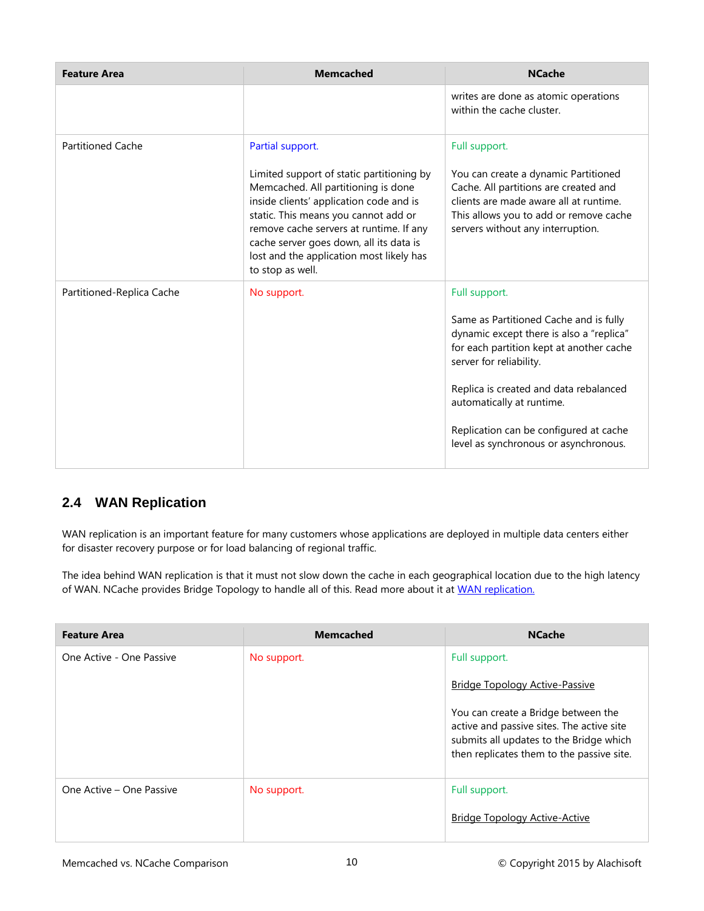| Feature Area | Memcached | NCache |
|---|---|---|
| | | writes are done as atomic operations within the cache cluster. |
| Partitioned Cache | Partial support.<br><br>Limited support of static partitioning by Memcached. All partitioning is done inside clients' application code and is static. This means you cannot add or remove cache servers at runtime. If any cache server goes down, all its data is lost and the application most likely has to stop as well. | Full support.<br><br>You can create a dynamic Partitioned Cache. All partitions are created and clients are made aware all at runtime. This allows you to add or remove cache servers without any interruption. |
| Partitioned-Replica Cache | No support. | Full support.<br><br>Same as Partitioned Cache and is fully dynamic except there is also a "replica" for each partition kept at another cache server for reliability.<br><br>Replica is created and data rebalanced automatically at runtime.<br><br>Replication can be configured at cache level as synchronous or asynchronous. |

## 2.4 WAN Replication

WAN replication is an important feature for many customers whose applications are deployed in multiple data centers either for disaster recovery purpose or for load balancing of regional traffic.

The idea behind WAN replication is that it must not slow down the cache in each geographical location due to the high latency of WAN. NCache provides Bridge Topology to handle all of this. Read more about it at WAN replication.

| Feature Area | Memcached | NCache |
|---|---|---|
| One Active - One Passive | No support. | Full support.<br><br>Bridge Topology Active-Passive<br><br>You can create a Bridge between the active and passive sites. The active site submits all updates to the Bridge which then replicates them to the passive site. |
| One Active – One Passive | No support. | Full support.<br><br>Bridge Topology Active-Active |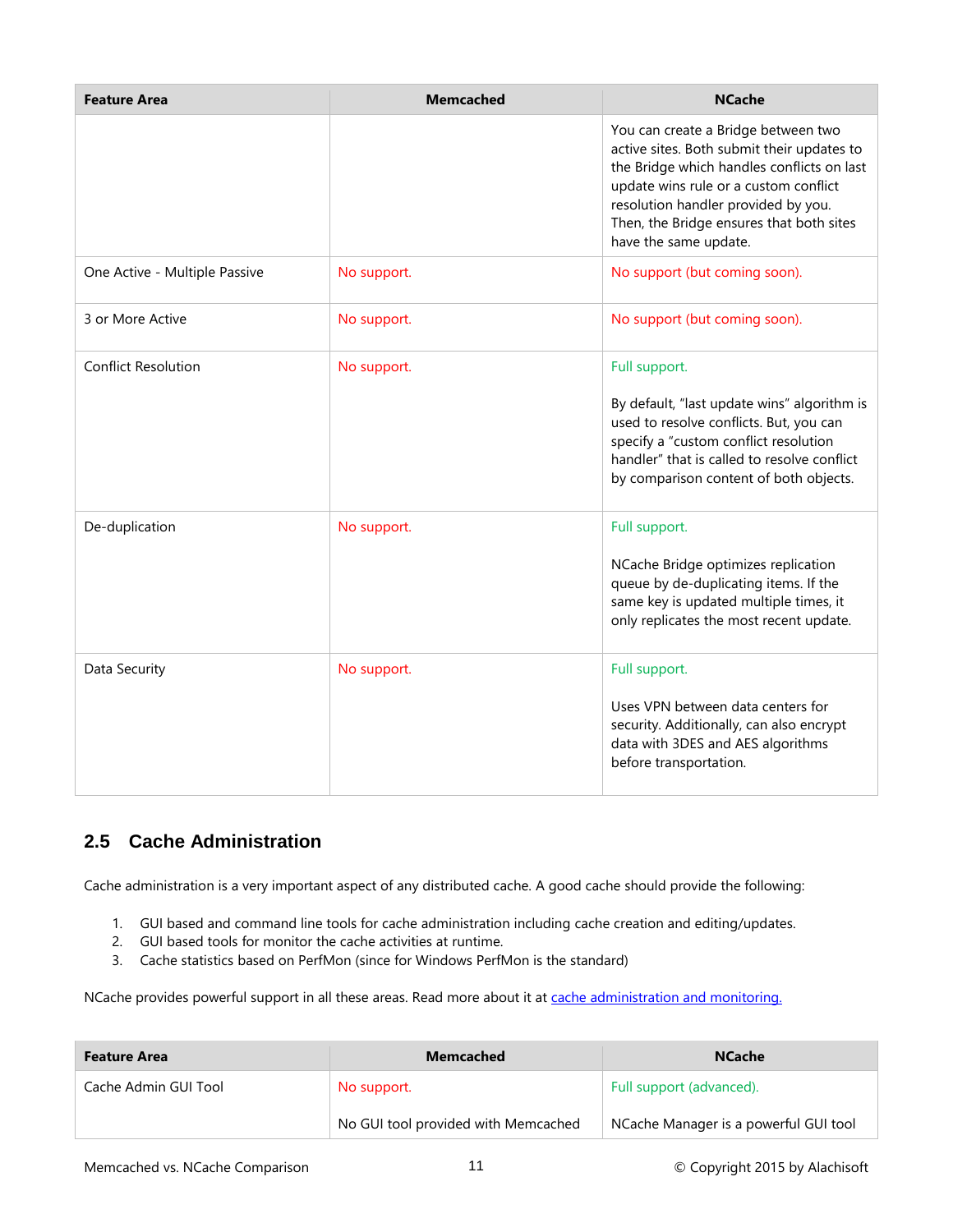| Feature Area | Memcached | NCache |
| --- | --- | --- |
| | | You can create a Bridge between two active sites. Both submit their updates to the Bridge which handles conflicts on last update wins rule or a custom conflict resolution handler provided by you. Then, the Bridge ensures that both sites have the same update. |
| One Active - Multiple Passive | No support. | No support (but coming soon). |
| 3 or More Active | No support. | No support (but coming soon). |
| Conflict Resolution | No support. | Full support.<br><br>By default, "last update wins" algorithm is used to resolve conflicts. But, you can specify a "custom conflict resolution handler" that is called to resolve conflict by comparison content of both objects. |
| De-duplication | No support. | Full support.<br><br>NCache Bridge optimizes replication queue by de-duplicating items. If the same key is updated multiple times, it only replicates the most recent update. |
| Data Security | No support. | Full support.<br><br>Uses VPN between data centers for security. Additionally, can also encrypt data with 3DES and AES algorithms before transportation. |

## 2.5 Cache Administration

Cache administration is a very important aspect of any distributed cache. A good cache should provide the following:

1. GUI based and command line tools for cache administration including cache creation and editing/updates.
2. GUI based tools for monitor the cache activities at runtime.
3. Cache statistics based on PerfMon (since for Windows PerfMon is the standard)

NCache provides powerful support in all these areas. Read more about it at cache administration and monitoring.

| Feature Area | Memcached | NCache |
| --- | --- | --- |
| Cache Admin GUI Tool | No support.<br><br>No GUI tool provided with Memcached | Full support (advanced).<br><br>NCache Manager is a powerful GUI tool |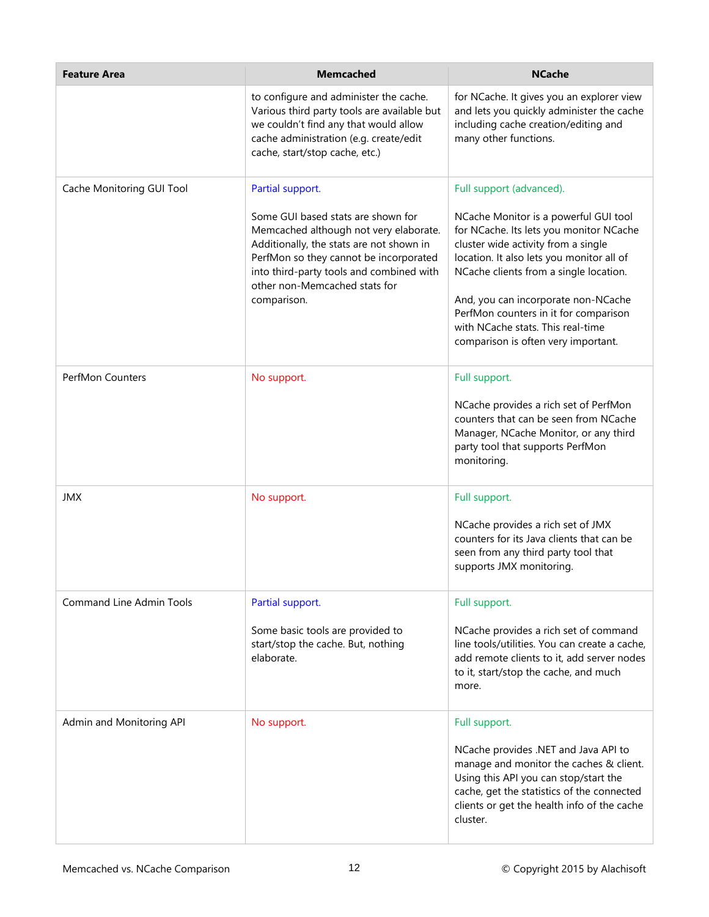| Feature Area | Memcached | NCache |
|---|---|---|
| | to configure and administer the cache. Various third party tools are available but we couldn't find any that would allow cache administration (e.g. create/edit cache, start/stop cache, etc.) | for NCache. It gives you an explorer view and lets you quickly administer the cache including cache creation/editing and many other functions. |
| Cache Monitoring GUI Tool | Partial support.<br><br>Some GUI based stats are shown for Memcached although not very elaborate. Additionally, the stats are not shown in PerfMon so they cannot be incorporated into third-party tools and combined with other non-Memcached stats for comparison. | Full support (advanced).<br><br>NCache Monitor is a powerful GUI tool for NCache. Its lets you monitor NCache cluster wide activity from a single location. It also lets you monitor all of NCache clients from a single location.<br><br>And, you can incorporate non-NCache PerfMon counters in it for comparison with NCache stats. This real-time comparison is often very important. |
| PerfMon Counters | No support. | Full support.<br><br>NCache provides a rich set of PerfMon counters that can be seen from NCache Manager, NCache Monitor, or any third party tool that supports PerfMon monitoring. |
| JMX | No support. | Full support.<br><br>NCache provides a rich set of JMX counters for its Java clients that can be seen from any third party tool that supports JMX monitoring. |
| Command Line Admin Tools | Partial support.<br><br>Some basic tools are provided to start/stop the cache. But, nothing elaborate. | Full support.<br><br>NCache provides a rich set of command line tools/utilities. You can create a cache, add remote clients to it, add server nodes to it, start/stop the cache, and much more. |
| Admin and Monitoring API | No support. | Full support.<br><br>NCache provides .NET and Java API to manage and monitor the caches & client. Using this API you can stop/start the cache, get the statistics of the connected clients or get the health info of the cache cluster. |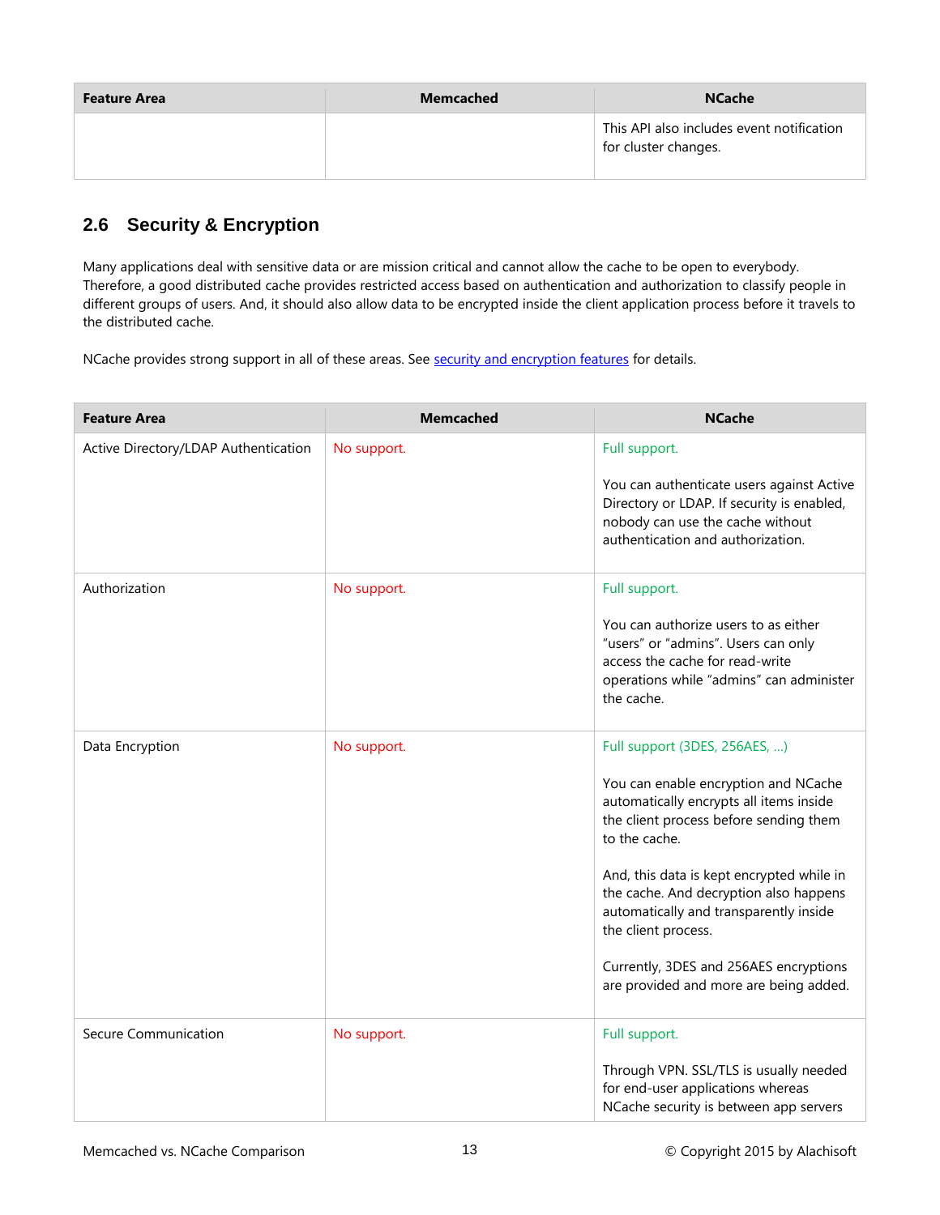| Feature Area | Memcached | NCache |
|---|---|---|
| | | This API also includes event notification for cluster changes. |

## 2.6 Security & Encryption

Many applications deal with sensitive data or are mission critical and cannot allow the cache to be open to everybody. Therefore, a good distributed cache provides restricted access based on authentication and authorization to classify people in different groups of users. And, it should also allow data to be encrypted inside the client application process before it travels to the distributed cache.

NCache provides strong support in all of these areas. See [security and encryption features](#) for details.

| Feature Area | Memcached | NCache |
|---|---|---|
| Active Directory/LDAP Authentication | No support. | Full support.<br><br>You can authenticate users against Active Directory or LDAP. If security is enabled, nobody can use the cache without authentication and authorization. |
| Authorization | No support. | Full support.<br><br>You can authorize users to as either "users" or "admins". Users can only access the cache for read-write operations while "admins" can administer the cache. |
| Data Encryption | No support. | Full support (3DES, 256AES, …)<br><br>You can enable encryption and NCache automatically encrypts all items inside the client process before sending them to the cache.<br><br>And, this data is kept encrypted while in the cache. And decryption also happens automatically and transparently inside the client process.<br><br>Currently, 3DES and 256AES encryptions are provided and more are being added. |
| Secure Communication | No support. | Full support.<br><br>Through VPN. SSL/TLS is usually needed for end-user applications whereas NCache security is between app servers |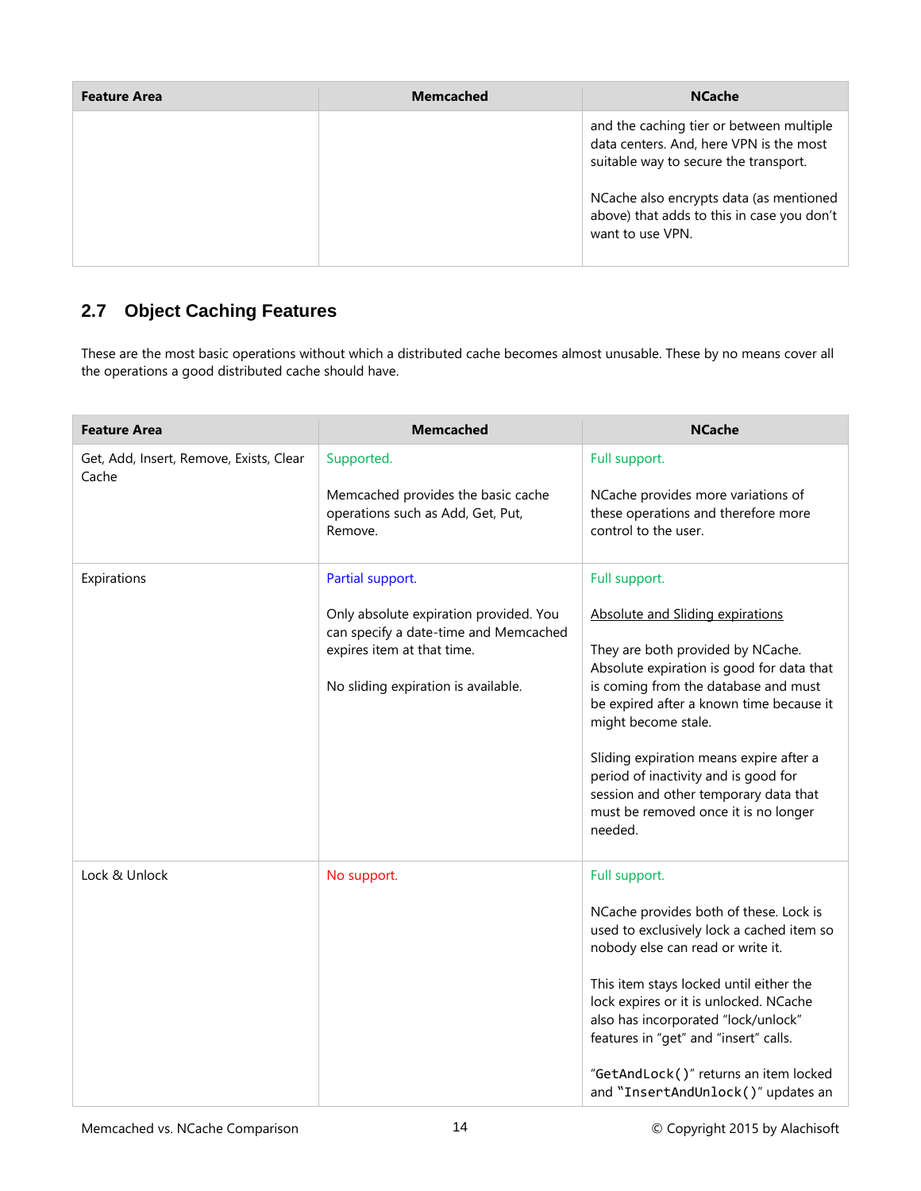| Feature Area | Memcached | NCache |
|---|---|---|
| | | and the caching tier or between multiple data centers. And, here VPN is the most suitable way to secure the transport.<br><br>NCache also encrypts data (as mentioned above) that adds to this in case you don't want to use VPN. |

## 2.7 Object Caching Features

These are the most basic operations without which a distributed cache becomes almost unusable. These by no means cover all the operations a good distributed cache should have.

| Feature Area | Memcached | NCache |
|---|---|---|
| Get, Add, Insert, Remove, Exists, Clear Cache | Supported.<br><br>Memcached provides the basic cache operations such as Add, Get, Put, Remove. | Full support.<br><br>NCache provides more variations of these operations and therefore more control to the user. |
| Expirations | Partial support.<br><br>Only absolute expiration provided. You can specify a date-time and Memcached expires item at that time.<br><br>No sliding expiration is available. | Full support.<br><br>Absolute and Sliding expirations<br><br>They are both provided by NCache. Absolute expiration is good for data that is coming from the database and must be expired after a known time because it might become stale.<br><br>Sliding expiration means expire after a period of inactivity and is good for session and other temporary data that must be removed once it is no longer needed. |
| Lock & Unlock | No support. | Full support.<br><br>NCache provides both of these. Lock is used to exclusively lock a cached item so nobody else can read or write it.<br><br>This item stays locked until either the lock expires or it is unlocked. NCache also has incorporated "lock/unlock" features in "get" and "insert" calls.<br><br>"`GetAndLock()`" returns an item locked and "`InsertAndUnlock()`" updates an |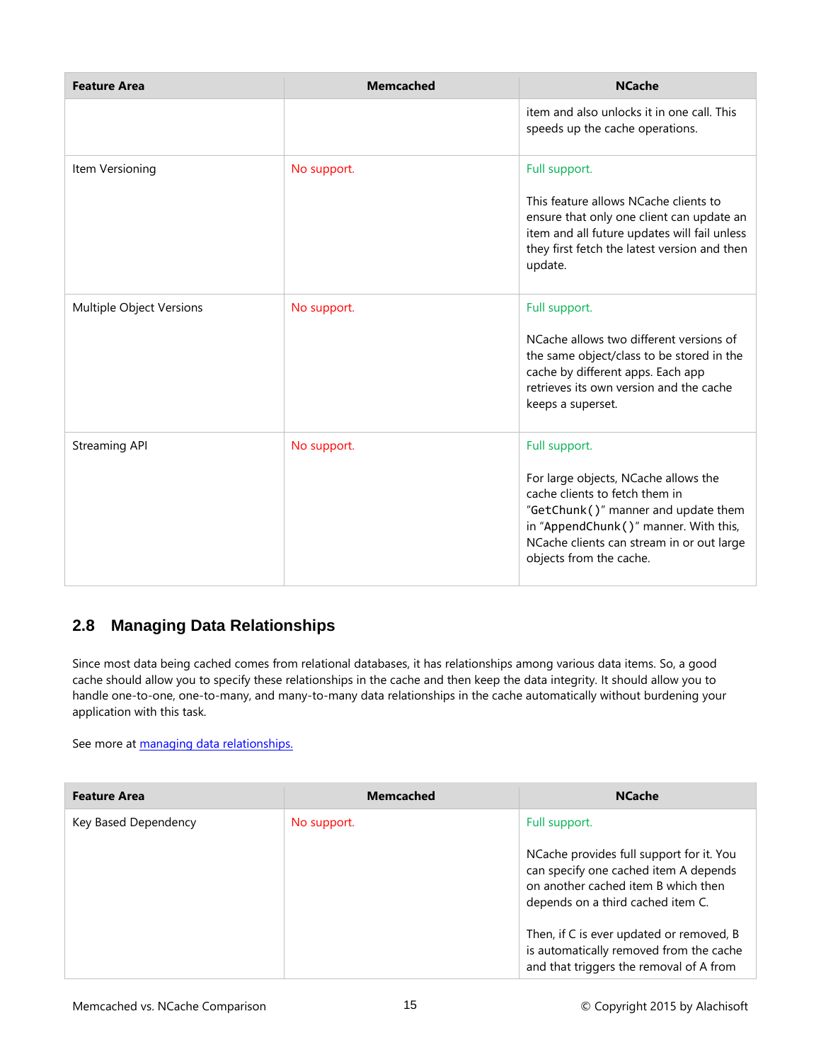| Feature Area | Memcached | NCache |
|---|---|---|
| | | item and also unlocks it in one call. This speeds up the cache operations. |
| Item Versioning | No support. | Full support.<br><br>This feature allows NCache clients to ensure that only one client can update an item and all future updates will fail unless they first fetch the latest version and then update. |
| Multiple Object Versions | No support. | Full support.<br><br>NCache allows two different versions of the same object/class to be stored in the cache by different apps. Each app retrieves its own version and the cache keeps a superset. |
| Streaming API | No support. | Full support.<br><br>For large objects, NCache allows the cache clients to fetch them in "`GetChunk()`" manner and update them in "`AppendChunk()`" manner. With this, NCache clients can stream in or out large objects from the cache. |

## 2.8 Managing Data Relationships

Since most data being cached comes from relational databases, it has relationships among various data items. So, a good cache should allow you to specify these relationships in the cache and then keep the data integrity. It should allow you to handle one-to-one, one-to-many, and many-to-many data relationships in the cache automatically without burdening your application with this task.

See more at managing data relationships.

| Feature Area | Memcached | NCache |
|---|---|---|
| Key Based Dependency | No support. | Full support.<br><br>NCache provides full support for it. You can specify one cached item A depends on another cached item B which then depends on a third cached item C.<br><br>Then, if C is ever updated or removed, B is automatically removed from the cache and that triggers the removal of A from |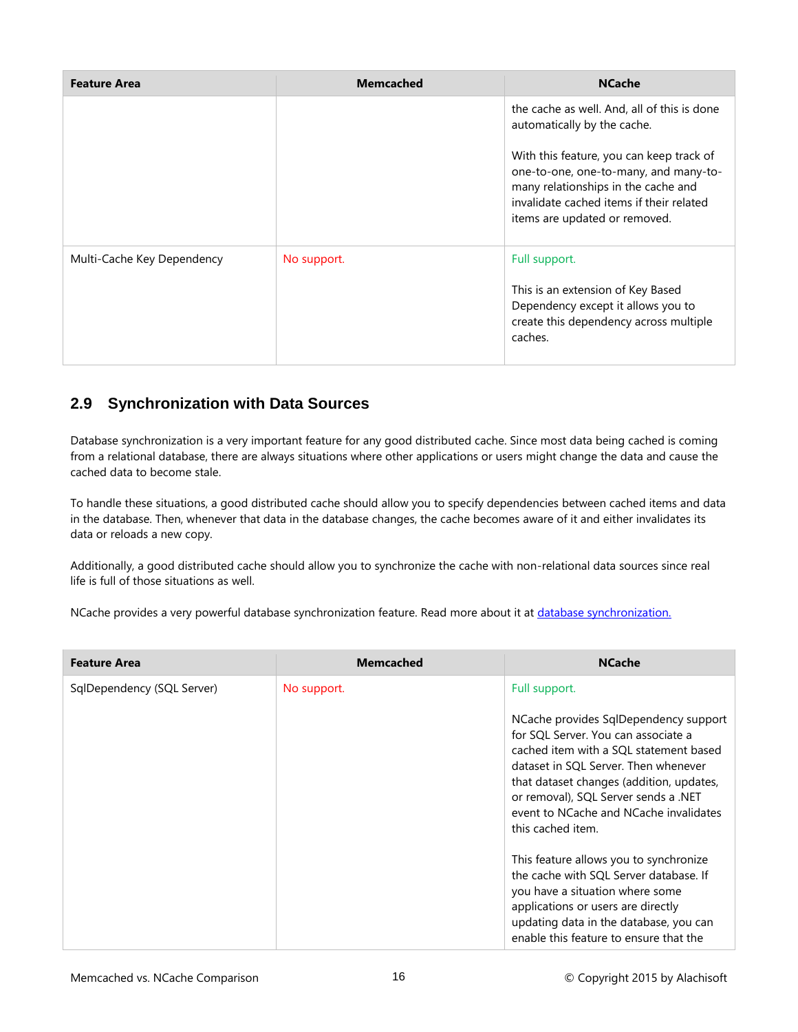| Feature Area | Memcached | NCache |
|---|---|---|
| | | the cache as well. And, all of this is done automatically by the cache.<br><br>With this feature, you can keep track of one-to-one, one-to-many, and many-to-many relationships in the cache and invalidate cached items if their related items are updated or removed. |
| Multi-Cache Key Dependency | No support. | Full support.<br><br>This is an extension of Key Based Dependency except it allows you to create this dependency across multiple caches. |

## 2.9 Synchronization with Data Sources

Database synchronization is a very important feature for any good distributed cache. Since most data being cached is coming from a relational database, there are always situations where other applications or users might change the data and cause the cached data to become stale.

To handle these situations, a good distributed cache should allow you to specify dependencies between cached items and data in the database. Then, whenever that data in the database changes, the cache becomes aware of it and either invalidates its data or reloads a new copy.

Additionally, a good distributed cache should allow you to synchronize the cache with non-relational data sources since real life is full of those situations as well.

NCache provides a very powerful database synchronization feature. Read more about it at database synchronization.

| Feature Area | Memcached | NCache |
|---|---|---|
| SqlDependency (SQL Server) | No support. | Full support.<br><br>NCache provides SqlDependency support for SQL Server. You can associate a cached item with a SQL statement based dataset in SQL Server. Then whenever that dataset changes (addition, updates, or removal), SQL Server sends a .NET event to NCache and NCache invalidates this cached item.<br><br>This feature allows you to synchronize the cache with SQL Server database. If you have a situation where some applications or users are directly updating data in the database, you can enable this feature to ensure that the |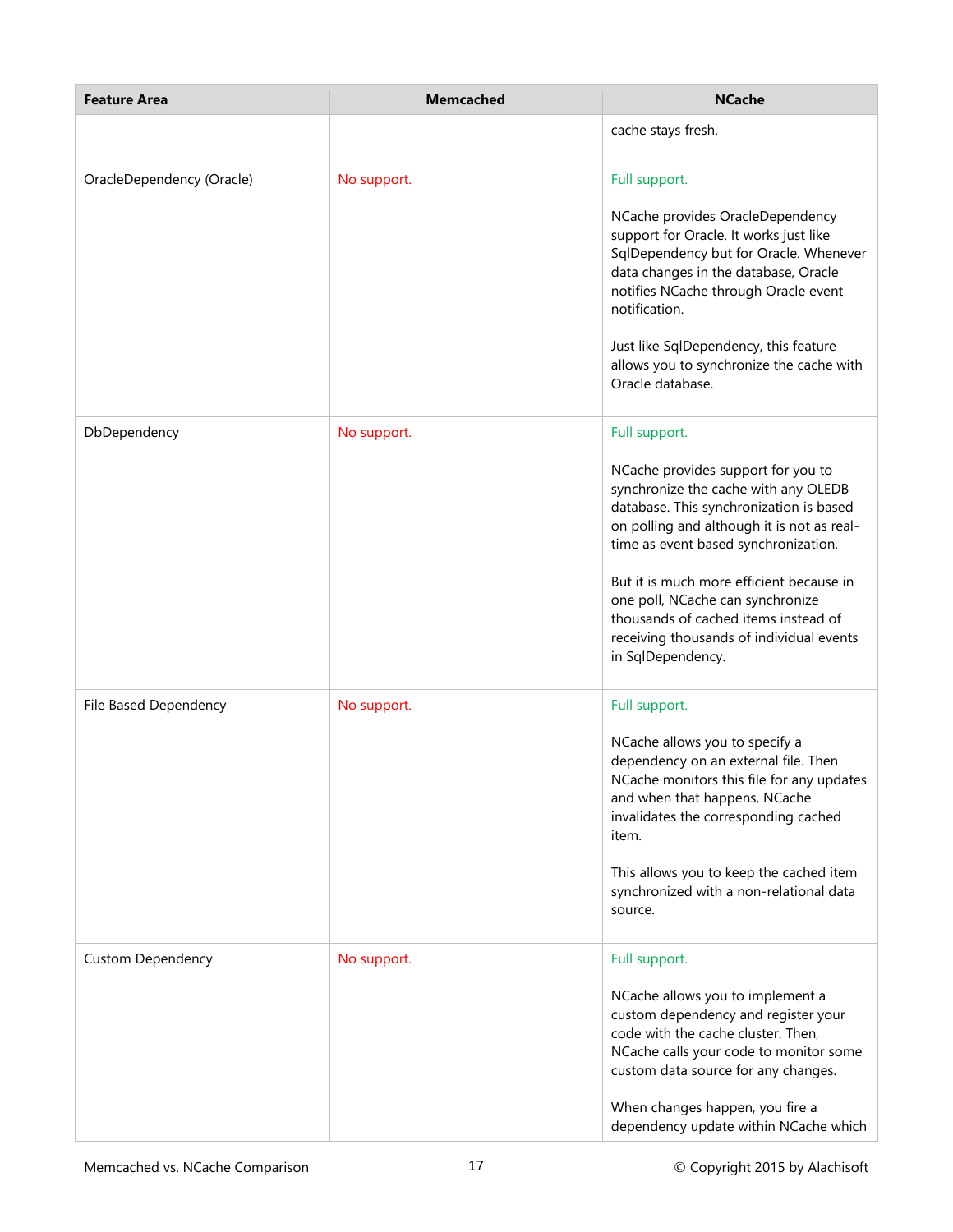| Feature Area | Memcached | NCache |
|---|---|---|
| | | cache stays fresh. |
| OracleDependency (Oracle) | No support. | Full support.<br><br>NCache provides OracleDependency support for Oracle. It works just like SqlDependency but for Oracle. Whenever data changes in the database, Oracle notifies NCache through Oracle event notification.<br><br>Just like SqlDependency, this feature allows you to synchronize the cache with Oracle database. |
| DbDependency | No support. | Full support.<br><br>NCache provides support for you to synchronize the cache with any OLEDB database. This synchronization is based on polling and although it is not as real-time as event based synchronization.<br><br>But it is much more efficient because in one poll, NCache can synchronize thousands of cached items instead of receiving thousands of individual events in SqlDependency. |
| File Based Dependency | No support. | Full support.<br><br>NCache allows you to specify a dependency on an external file. Then NCache monitors this file for any updates and when that happens, NCache invalidates the corresponding cached item.<br><br>This allows you to keep the cached item synchronized with a non-relational data source. |
| Custom Dependency | No support. | Full support.<br><br>NCache allows you to implement a custom dependency and register your code with the cache cluster. Then, NCache calls your code to monitor some custom data source for any changes.<br><br>When changes happen, you fire a dependency update within NCache which |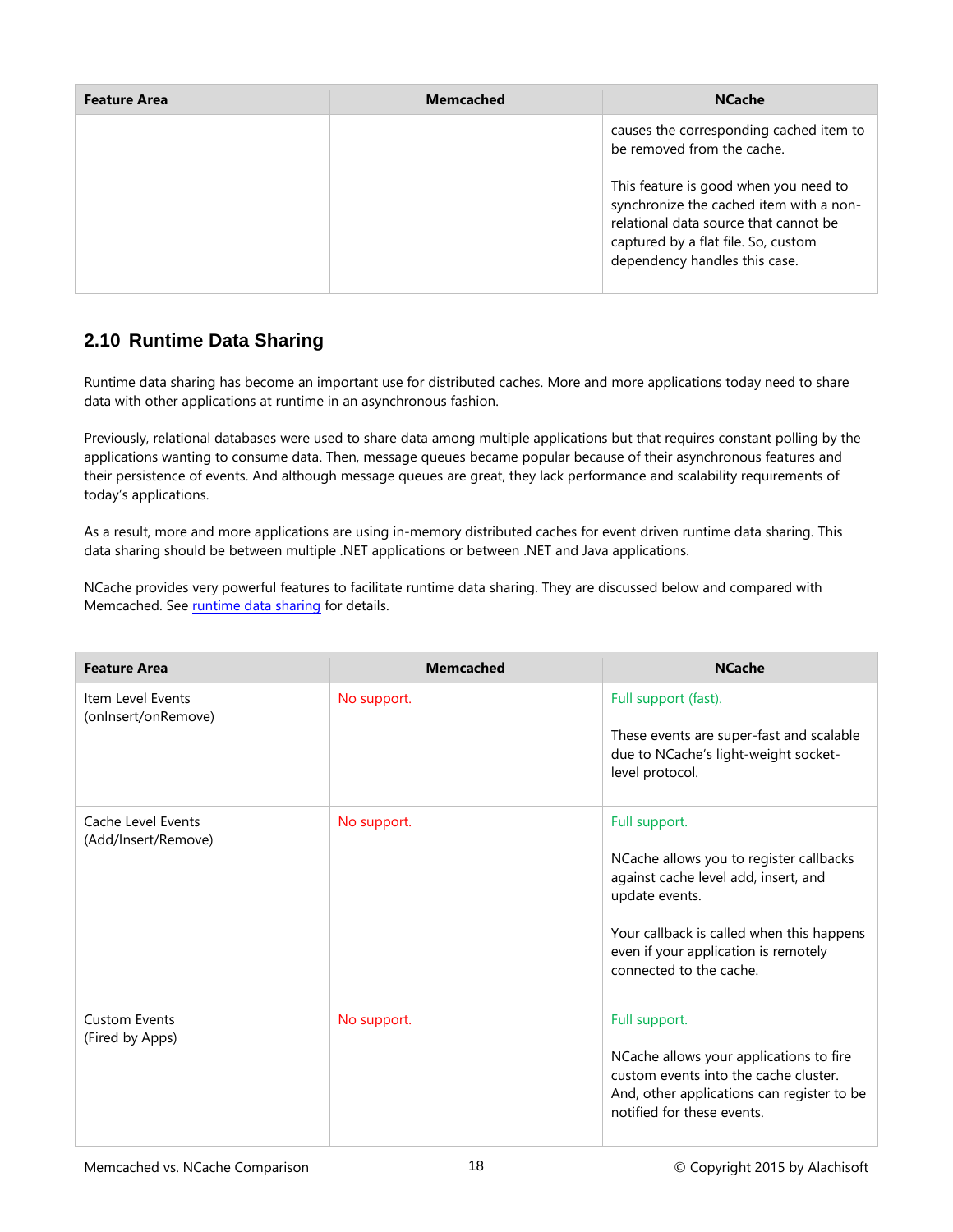| Feature Area | Memcached | NCache |
| --- | --- | --- |
| | | causes the corresponding cached item to be removed from the cache.<br><br>This feature is good when you need to synchronize the cached item with a non-relational data source that cannot be captured by a flat file. So, custom dependency handles this case. |

## 2.10 Runtime Data Sharing

Runtime data sharing has become an important use for distributed caches. More and more applications today need to share data with other applications at runtime in an asynchronous fashion.

Previously, relational databases were used to share data among multiple applications but that requires constant polling by the applications wanting to consume data. Then, message queues became popular because of their asynchronous features and their persistence of events. And although message queues are great, they lack performance and scalability requirements of today's applications.

As a result, more and more applications are using in-memory distributed caches for event driven runtime data sharing. This data sharing should be between multiple .NET applications or between .NET and Java applications.

NCache provides very powerful features to facilitate runtime data sharing. They are discussed below and compared with Memcached. See [runtime data sharing]() for details.

| Feature Area | Memcached | NCache |
| --- | --- | --- |
| Item Level Events (onInsert/onRemove) | No support. | Full support (fast).<br><br>These events are super-fast and scalable due to NCache's light-weight socket-level protocol. |
| Cache Level Events (Add/Insert/Remove) | No support. | Full support.<br><br>NCache allows you to register callbacks against cache level add, insert, and update events.<br><br>Your callback is called when this happens even if your application is remotely connected to the cache. |
| Custom Events (Fired by Apps) | No support. | Full support.<br><br>NCache allows your applications to fire custom events into the cache cluster. And, other applications can register to be notified for these events. |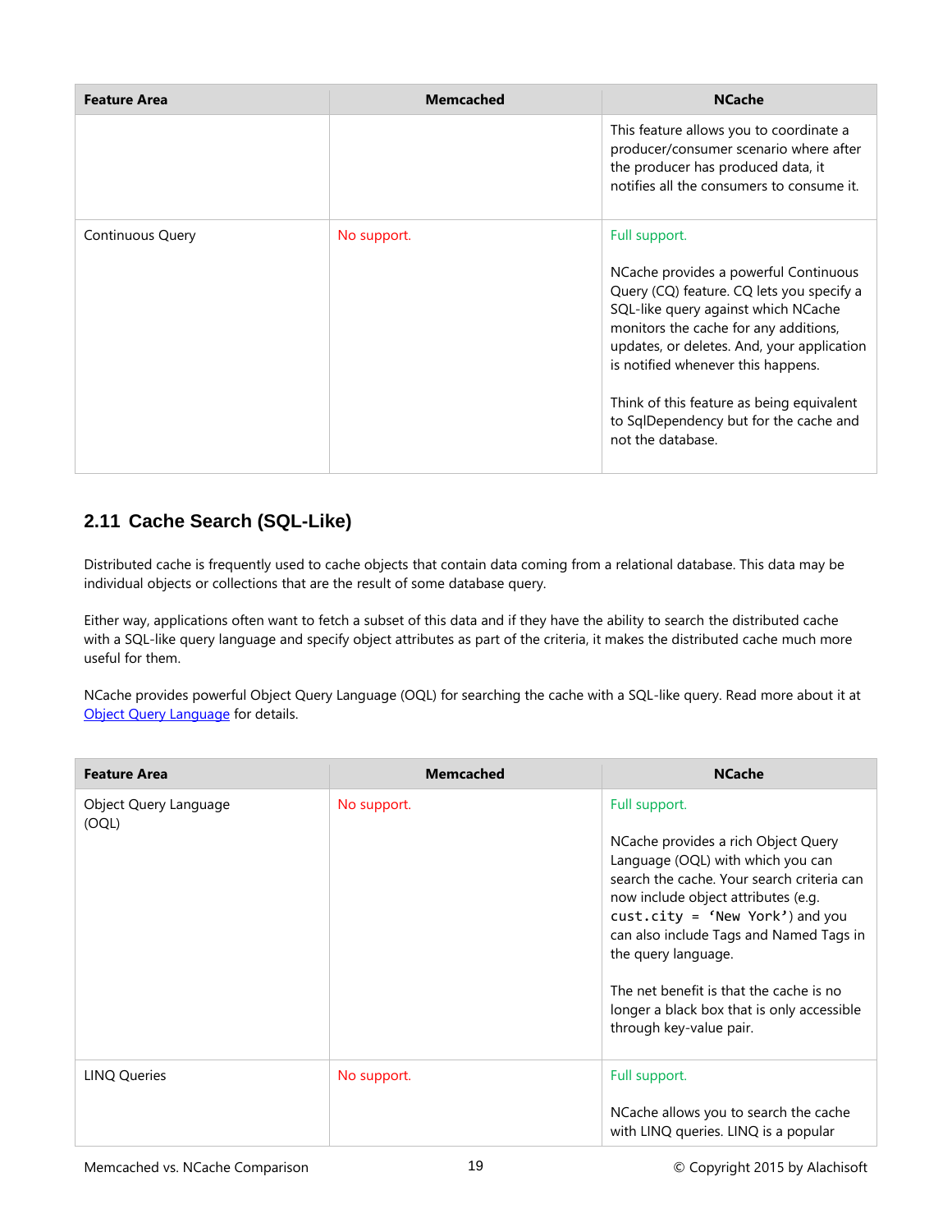| Feature Area | Memcached | NCache |
|---|---|---|
| | | This feature allows you to coordinate a producer/consumer scenario where after the producer has produced data, it notifies all the consumers to consume it. |
| Continuous Query | No support. | Full support.<br><br>NCache provides a powerful Continuous Query (CQ) feature. CQ lets you specify a SQL-like query against which NCache monitors the cache for any additions, updates, or deletes. And, your application is notified whenever this happens.<br><br>Think of this feature as being equivalent to SqlDependency but for the cache and not the database. |

## 2.11 Cache Search (SQL-Like)

Distributed cache is frequently used to cache objects that contain data coming from a relational database. This data may be individual objects or collections that are the result of some database query.

Either way, applications often want to fetch a subset of this data and if they have the ability to search the distributed cache with a SQL-like query language and specify object attributes as part of the criteria, it makes the distributed cache much more useful for them.

NCache provides powerful Object Query Language (OQL) for searching the cache with a SQL-like query. Read more about it at Object Query Language for details.

| Feature Area | Memcached | NCache |
|---|---|---|
| Object Query Language (OQL) | No support. | Full support.<br><br>NCache provides a rich Object Query Language (OQL) with which you can search the cache. Your search criteria can now include object attributes (e.g. `cust.city = 'New York'`) and you can also include Tags and Named Tags in the query language.<br><br>The net benefit is that the cache is no longer a black box that is only accessible through key-value pair. |
| LINQ Queries | No support. | Full support.<br><br>NCache allows you to search the cache with LINQ queries. LINQ is a popular |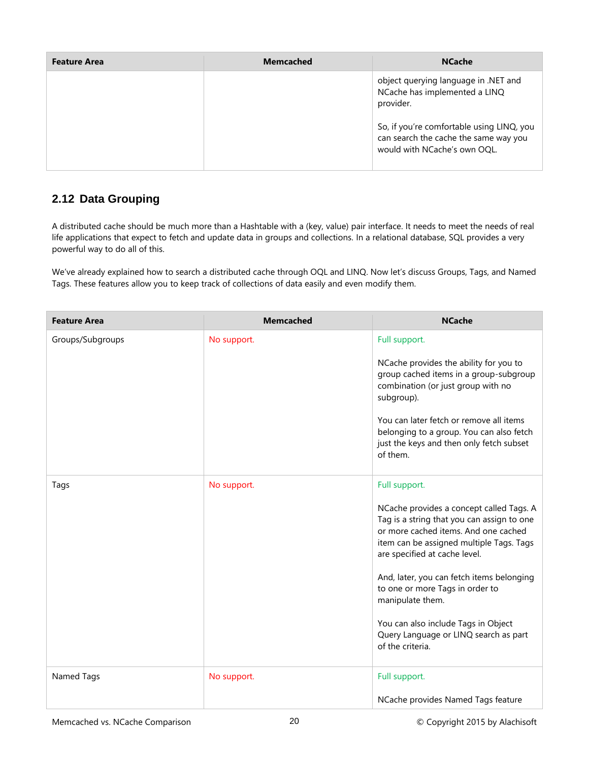| Feature Area | Memcached | NCache |
|---|---|---|
| | | object querying language in .NET and NCache has implemented a LINQ provider.<br><br>So, if you're comfortable using LINQ, you can search the cache the same way you would with NCache's own OQL. |

## 2.12 Data Grouping

A distributed cache should be much more than a Hashtable with a (key, value) pair interface. It needs to meet the needs of real life applications that expect to fetch and update data in groups and collections. In a relational database, SQL provides a very powerful way to do all of this.

We've already explained how to search a distributed cache through OQL and LINQ. Now let's discuss Groups, Tags, and Named Tags. These features allow you to keep track of collections of data easily and even modify them.

| Feature Area | Memcached | NCache |
|---|---|---|
| Groups/Subgroups | No support. | Full support.<br><br>NCache provides the ability for you to group cached items in a group-subgroup combination (or just group with no subgroup).<br><br>You can later fetch or remove all items belonging to a group. You can also fetch just the keys and then only fetch subset of them. |
| Tags | No support. | Full support.<br><br>NCache provides a concept called Tags. A Tag is a string that you can assign to one or more cached items. And one cached item can be assigned multiple Tags. Tags are specified at cache level.<br><br>And, later, you can fetch items belonging to one or more Tags in order to manipulate them.<br><br>You can also include Tags in Object Query Language or LINQ search as part of the criteria. |
| Named Tags | No support. | Full support.<br><br>NCache provides Named Tags feature |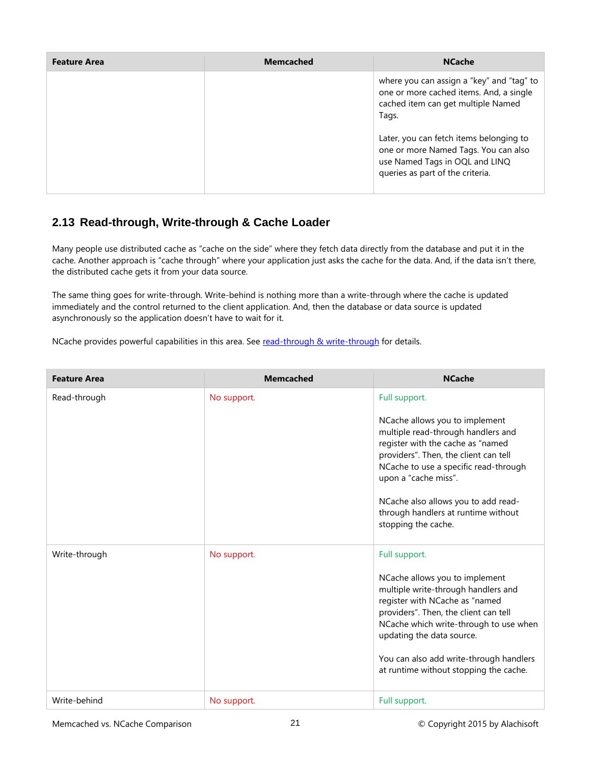| Feature Area | Memcached | NCache |
|---|---|---|
| | | where you can assign a "key" and "tag" to one or more cached items. And, a single cached item can get multiple Named Tags.<br><br>Later, you can fetch items belonging to one or more Named Tags. You can also use Named Tags in OQL and LINQ queries as part of the criteria. |

## 2.13 Read-through, Write-through & Cache Loader

Many people use distributed cache as "cache on the side" where they fetch data directly from the database and put it in the cache. Another approach is "cache through" where your application just asks the cache for the data. And, if the data isn't there, the distributed cache gets it from your data source.

The same thing goes for write-through. Write-behind is nothing more than a write-through where the cache is updated immediately and the control returned to the client application. And, then the database or data source is updated asynchronously so the application doesn't have to wait for it.

NCache provides powerful capabilities in this area. See read-through & write-through for details.

| Feature Area | Memcached | NCache |
|---|---|---|
| Read-through | No support. | Full support.<br><br>NCache allows you to implement multiple read-through handlers and register with the cache as "named providers". Then, the client can tell NCache to use a specific read-through upon a "cache miss".<br><br>NCache also allows you to add read-through handlers at runtime without stopping the cache. |
| Write-through | No support. | Full support.<br><br>NCache allows you to implement multiple write-through handlers and register with NCache as "named providers". Then, the client can tell NCache which write-through to use when updating the data source.<br><br>You can also add write-through handlers at runtime without stopping the cache. |
| Write-behind | No support. | Full support. |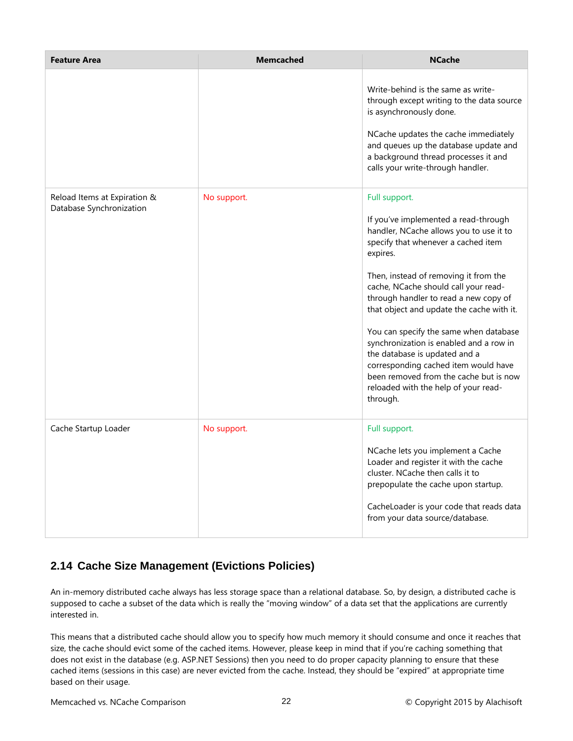| Feature Area | Memcached | NCache |
| --- | --- | --- |
| | | Write-behind is the same as write-through except writing to the data source is asynchronously done.<br><br>NCache updates the cache immediately and queues up the database update and a background thread processes it and calls your write-through handler. |
| Reload Items at Expiration & Database Synchronization | No support. | Full support.<br><br>If you've implemented a read-through handler, NCache allows you to use it to specify that whenever a cached item expires.<br><br>Then, instead of removing it from the cache, NCache should call your read-through handler to read a new copy of that object and update the cache with it.<br><br>You can specify the same when database synchronization is enabled and a row in the database is updated and a corresponding cached item would have been removed from the cache but is now reloaded with the help of your read-through. |
| Cache Startup Loader | No support. | Full support.<br><br>NCache lets you implement a Cache Loader and register it with the cache cluster. NCache then calls it to prepopulate the cache upon startup.<br><br>CacheLoader is your code that reads data from your data source/database. |

## 2.14 Cache Size Management (Evictions Policies)

An in-memory distributed cache always has less storage space than a relational database. So, by design, a distributed cache is supposed to cache a subset of the data which is really the "moving window" of a data set that the applications are currently interested in.

This means that a distributed cache should allow you to specify how much memory it should consume and once it reaches that size, the cache should evict some of the cached items. However, please keep in mind that if you're caching something that does not exist in the database (e.g. ASP.NET Sessions) then you need to do proper capacity planning to ensure that these cached items (sessions in this case) are never evicted from the cache. Instead, they should be "expired" at appropriate time based on their usage.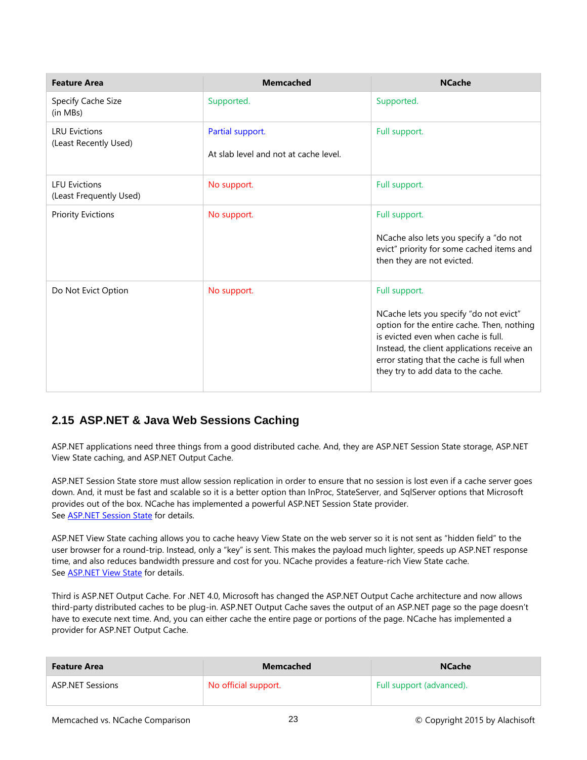| Feature Area | Memcached | NCache |
| --- | --- | --- |
| Specify Cache Size (in MBs) | Supported. | Supported. |
| LRU Evictions (Least Recently Used) | Partial support. At slab level and not at cache level. | Full support. |
| LFU Evictions (Least Frequently Used) | No support. | Full support. |
| Priority Evictions | No support. | Full support. NCache also lets you specify a "do not evict" priority for some cached items and then they are not evicted. |
| Do Not Evict Option | No support. | Full support. NCache lets you specify "do not evict" option for the entire cache. Then, nothing is evicted even when cache is full. Instead, the client applications receive an error stating that the cache is full when they try to add data to the cache. |

## 2.15 ASP.NET & Java Web Sessions Caching

ASP.NET applications need three things from a good distributed cache. And, they are ASP.NET Session State storage, ASP.NET View State caching, and ASP.NET Output Cache.

ASP.NET Session State store must allow session replication in order to ensure that no session is lost even if a cache server goes down. And, it must be fast and scalable so it is a better option than InProc, StateServer, and SqlServer options that Microsoft provides out of the box. NCache has implemented a powerful ASP.NET Session State provider.
See ASP.NET Session State for details.

ASP.NET View State caching allows you to cache heavy View State on the web server so it is not sent as "hidden field" to the user browser for a round-trip. Instead, only a "key" is sent. This makes the payload much lighter, speeds up ASP.NET response time, and also reduces bandwidth pressure and cost for you. NCache provides a feature-rich View State cache.
See ASP.NET View State for details.

Third is ASP.NET Output Cache. For .NET 4.0, Microsoft has changed the ASP.NET Output Cache architecture and now allows third-party distributed caches to be plug-in. ASP.NET Output Cache saves the output of an ASP.NET page so the page doesn't have to execute next time. And, you can either cache the entire page or portions of the page. NCache has implemented a provider for ASP.NET Output Cache.

| Feature Area | Memcached | NCache |
| --- | --- | --- |
| ASP.NET Sessions | No official support. | Full support (advanced). |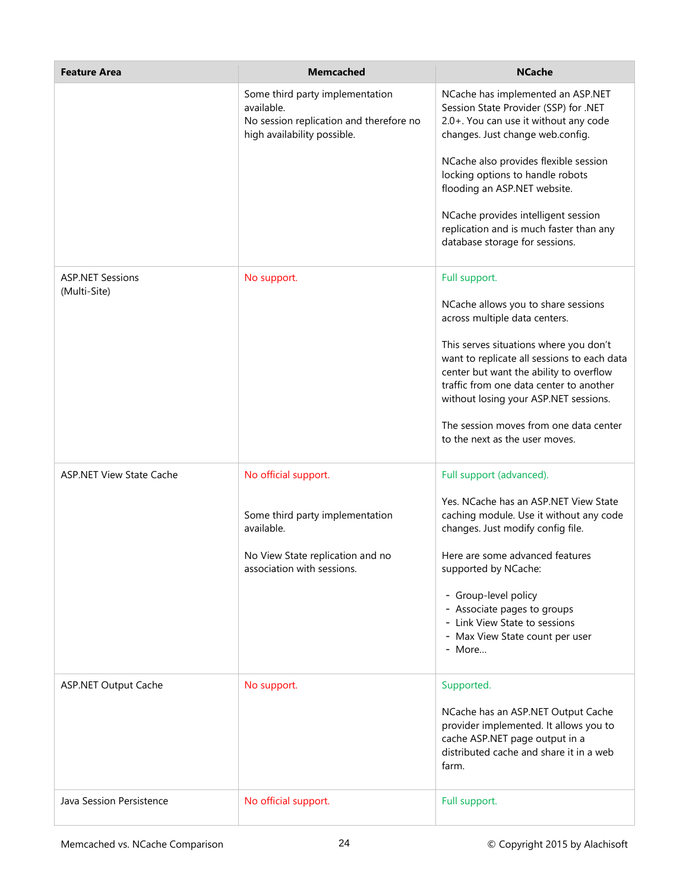| Feature Area | Memcached | NCache |
|---|---|---|
| | Some third party implementation available.<br>No session replication and therefore no high availability possible. | NCache has implemented an ASP.NET Session State Provider (SSP) for .NET 2.0+. You can use it without any code changes. Just change web.config.<br><br>NCache also provides flexible session locking options to handle robots flooding an ASP.NET website.<br><br>NCache provides intelligent session replication and is much faster than any database storage for sessions. |
| ASP.NET Sessions (Multi-Site) | No support. | Full support.<br><br>NCache allows you to share sessions across multiple data centers.<br><br>This serves situations where you don't want to replicate all sessions to each data center but want the ability to overflow traffic from one data center to another without losing your ASP.NET sessions.<br><br>The session moves from one data center to the next as the user moves. |
| ASP.NET View State Cache | No official support.<br><br>Some third party implementation available.<br><br>No View State replication and no association with sessions. | Full support (advanced).<br><br>Yes. NCache has an ASP.NET View State caching module. Use it without any code changes. Just modify config file.<br><br>Here are some advanced features supported by NCache:<br><br>- Group-level policy<br>- Associate pages to groups<br>- Link View State to sessions<br>- Max View State count per user<br>- More... |
| ASP.NET Output Cache | No support. | Supported.<br><br>NCache has an ASP.NET Output Cache provider implemented. It allows you to cache ASP.NET page output in a distributed cache and share it in a web farm. |
| Java Session Persistence | No official support. | Full support. |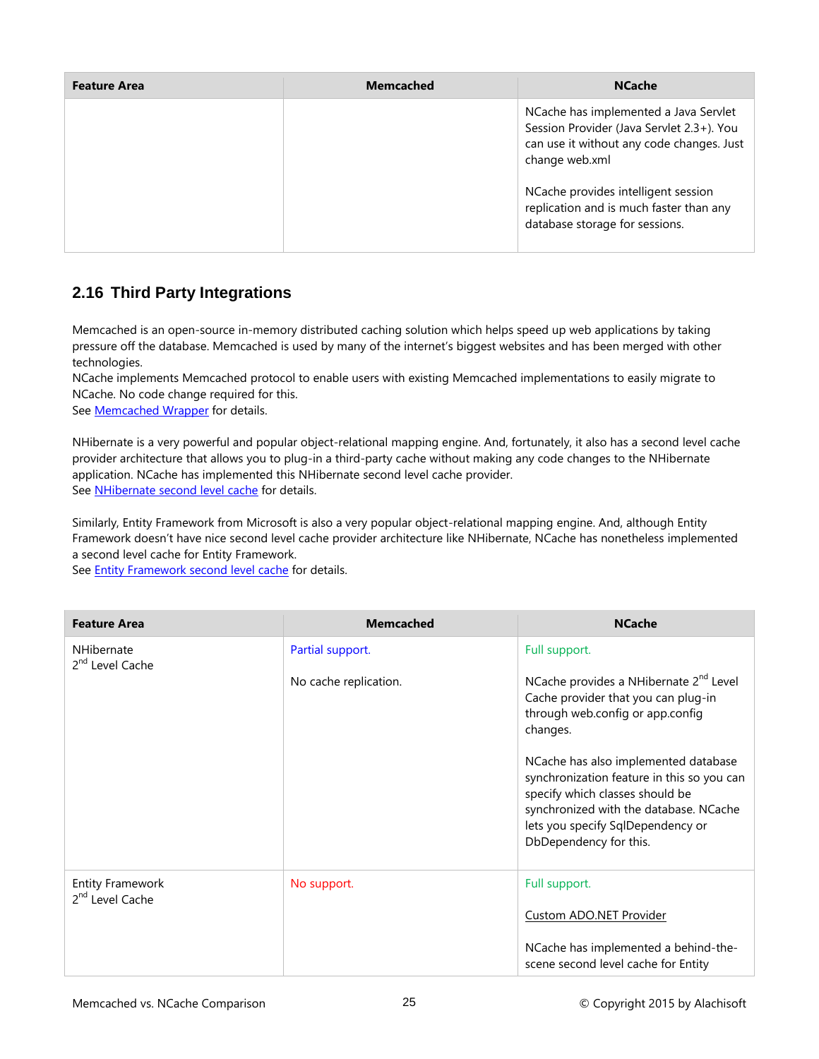| Feature Area | Memcached | NCache |
| --- | --- | --- |
| | | NCache has implemented a Java Servlet Session Provider (Java Servlet 2.3+). You can use it without any code changes. Just change web.xml<br><br>NCache provides intelligent session replication and is much faster than any database storage for sessions. |

## 2.16 Third Party Integrations

Memcached is an open-source in-memory distributed caching solution which helps speed up web applications by taking pressure off the database. Memcached is used by many of the internet's biggest websites and has been merged with other technologies.
NCache implements Memcached protocol to enable users with existing Memcached implementations to easily migrate to NCache. No code change required for this.
See Memcached Wrapper for details.

NHibernate is a very powerful and popular object-relational mapping engine. And, fortunately, it also has a second level cache provider architecture that allows you to plug-in a third-party cache without making any code changes to the NHibernate application. NCache has implemented this NHibernate second level cache provider.
See NHibernate second level cache for details.

Similarly, Entity Framework from Microsoft is also a very popular object-relational mapping engine. And, although Entity Framework doesn't have nice second level cache provider architecture like NHibernate, NCache has nonetheless implemented a second level cache for Entity Framework.
See Entity Framework second level cache for details.

| Feature Area | Memcached | NCache |
| --- | --- | --- |
| NHibernate<br>2nd Level Cache | Partial support.<br><br>No cache replication. | Full support.<br><br>NCache provides a NHibernate 2nd Level Cache provider that you can plug-in through web.config or app.config changes.<br><br>NCache has also implemented database synchronization feature in this so you can specify which classes should be synchronized with the database. NCache lets you specify SqlDependency or DbDependency for this. |
| Entity Framework<br>2nd Level Cache | No support. | Full support.<br><br>Custom ADO.NET Provider<br><br>NCache has implemented a behind-the-scene second level cache for Entity |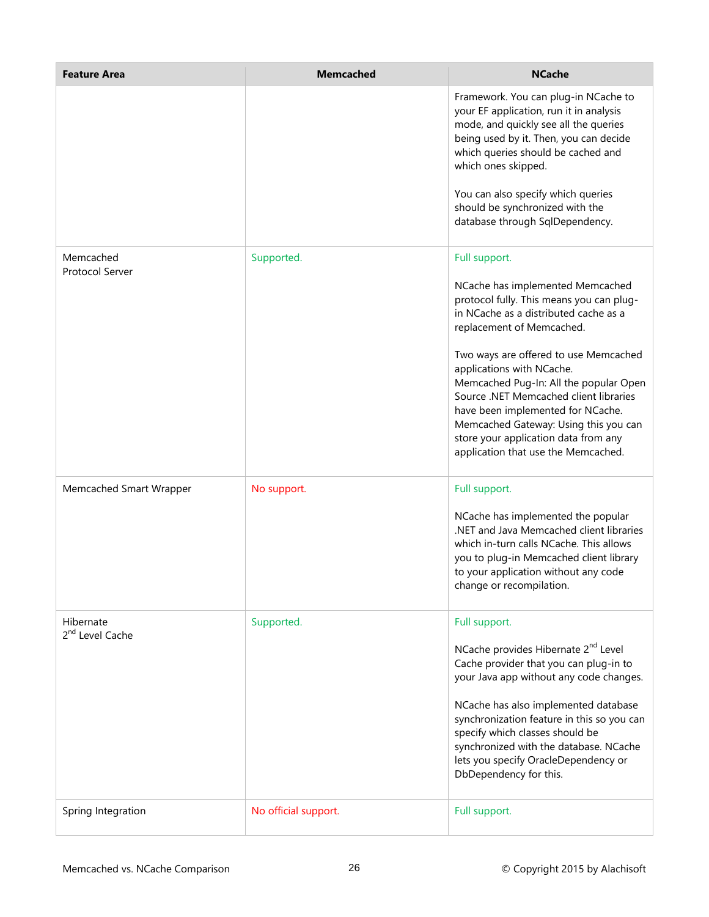| Feature Area | Memcached | NCache |
|---|---|---|
| | | Framework. You can plug-in NCache to your EF application, run it in analysis mode, and quickly see all the queries being used by it. Then, you can decide which queries should be cached and which ones skipped.<br><br>You can also specify which queries should be synchronized with the database through SqlDependency. |
| Memcached Protocol Server | Supported. | Full support.<br><br>NCache has implemented Memcached protocol fully. This means you can plug-in NCache as a distributed cache as a replacement of Memcached.<br><br>Two ways are offered to use Memcached applications with NCache.<br>Memcached Pug-In: All the popular Open Source .NET Memcached client libraries have been implemented for NCache.<br>Memcached Gateway: Using this you can store your application data from any application that use the Memcached. |
| Memcached Smart Wrapper | No support. | Full support.<br><br>NCache has implemented the popular .NET and Java Memcached client libraries which in-turn calls NCache. This allows you to plug-in Memcached client library to your application without any code change or recompilation. |
| Hibernate 2nd Level Cache | Supported. | Full support.<br><br>NCache provides Hibernate 2nd Level Cache provider that you can plug-in to your Java app without any code changes.<br><br>NCache has also implemented database synchronization feature in this so you can specify which classes should be synchronized with the database. NCache lets you specify OracleDependency or DbDependency for this. |
| Spring Integration | No official support. | Full support. |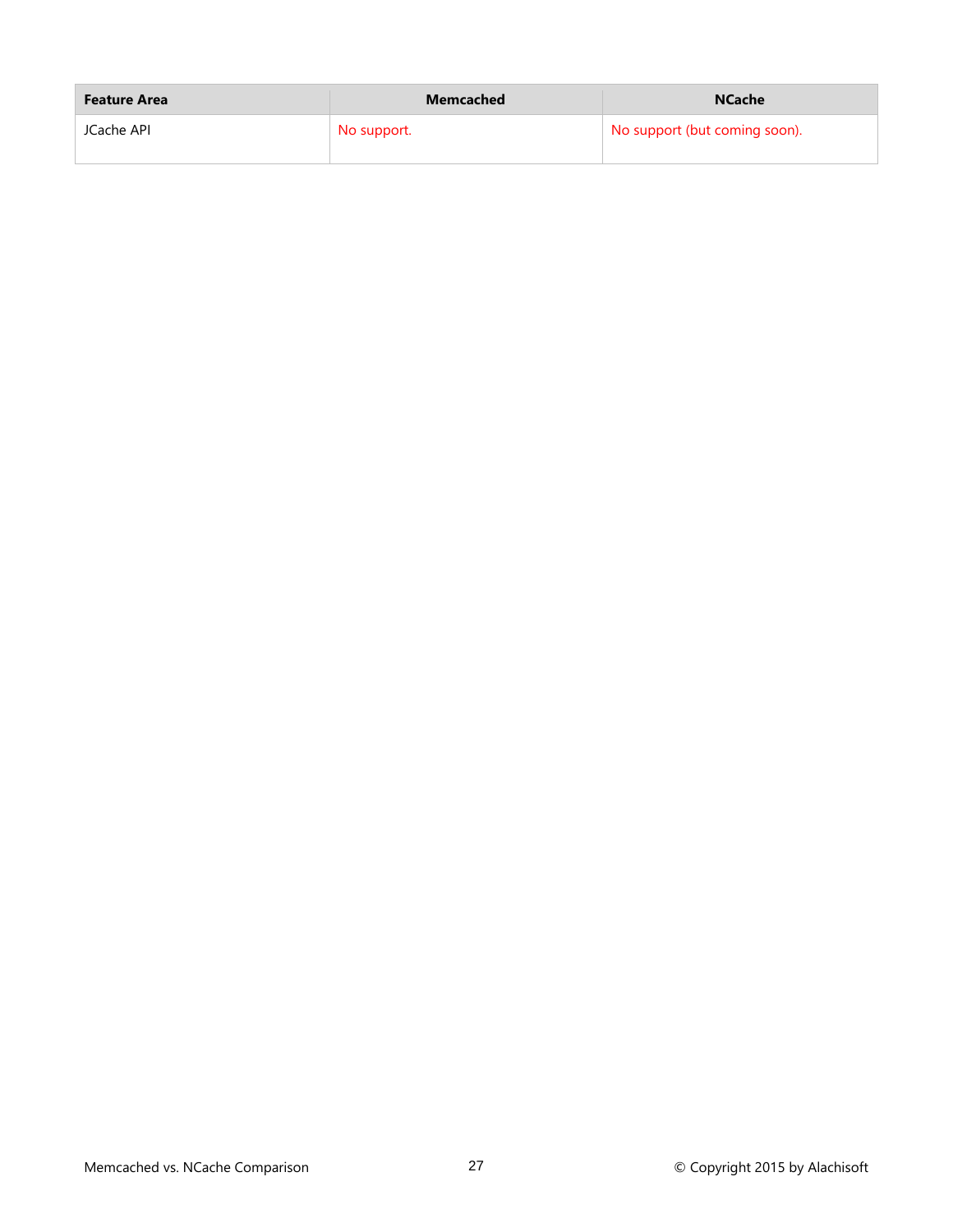| Feature Area | Memcached | NCache |
| --- | --- | --- |
| JCache API | No support. | No support (but coming soon). |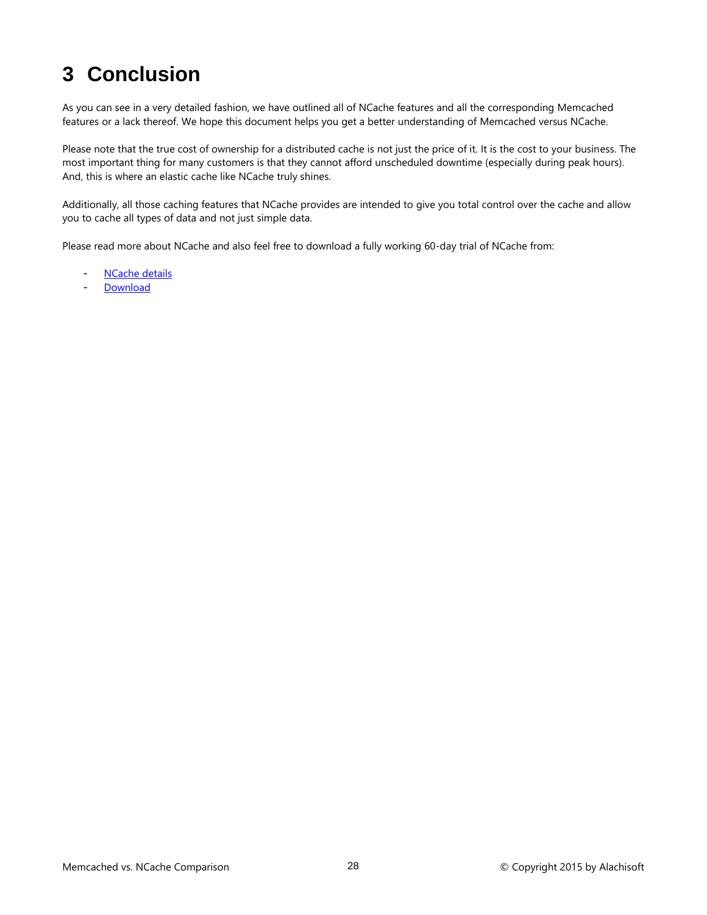# 3 Conclusion

As you can see in a very detailed fashion, we have outlined all of NCache features and all the corresponding Memcached features or a lack thereof. We hope this document helps you get a better understanding of Memcached versus NCache.

Please note that the true cost of ownership for a distributed cache is not just the price of it. It is the cost to your business. The most important thing for many customers is that they cannot afford unscheduled downtime (especially during peak hours). And, this is where an elastic cache like NCache truly shines.

Additionally, all those caching features that NCache provides are intended to give you total control over the cache and allow you to cache all types of data and not just simple data.

Please read more about NCache and also feel free to download a fully working 60-day trial of NCache from:

- NCache details
- Download